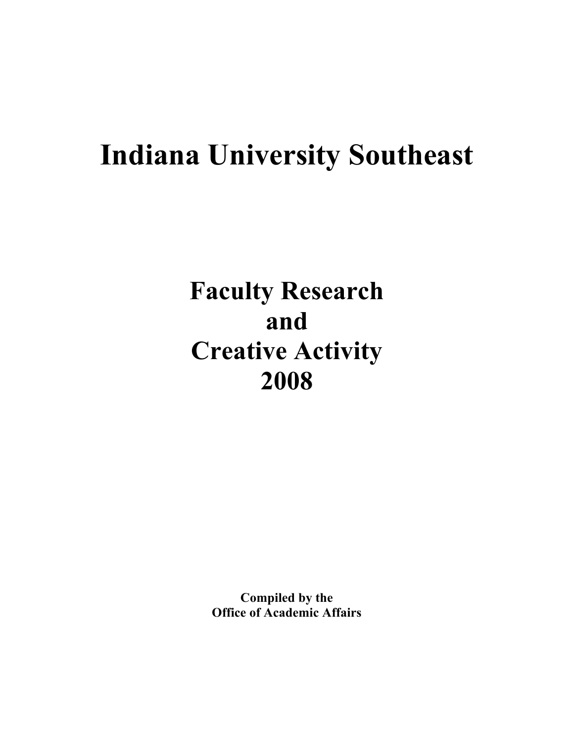# Indiana University Southeast

## Faculty Research and Creative Activity 2008

**Compiled by the**
**Office of Academic Affairs**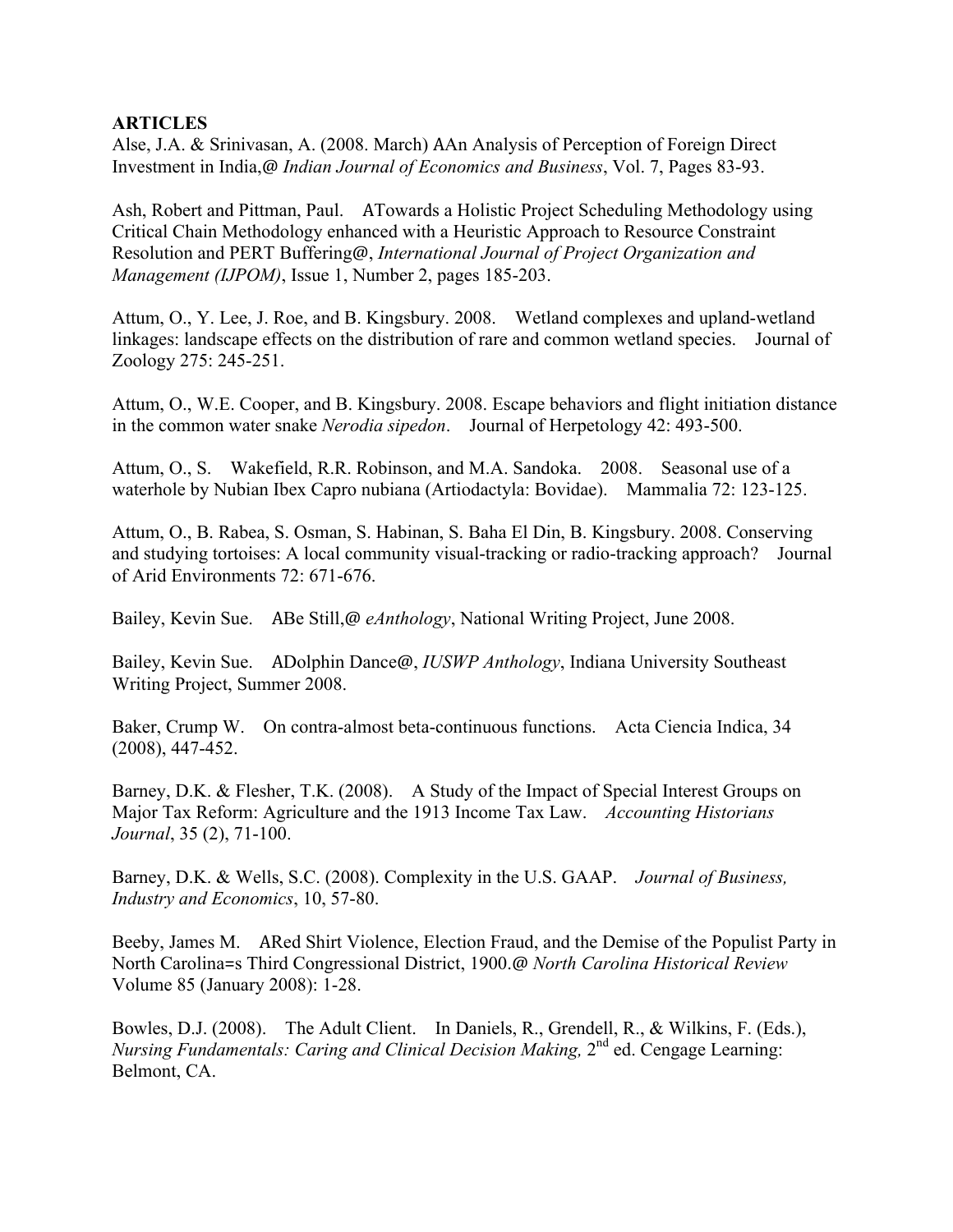**ARTICLES**

Alse, J.A. & Srinivasan, A. (2008. March) AAn Analysis of Perception of Foreign Direct Investment in India,@ *Indian Journal of Economics and Business*, Vol. 7, Pages 83-93.

Ash, Robert and Pittman, Paul. ATowards a Holistic Project Scheduling Methodology using Critical Chain Methodology enhanced with a Heuristic Approach to Resource Constraint Resolution and PERT Buffering@, *International Journal of Project Organization and Management (IJPOM)*, Issue 1, Number 2, pages 185-203.

Attum, O., Y. Lee, J. Roe, and B. Kingsbury. 2008. Wetland complexes and upland-wetland linkages: landscape effects on the distribution of rare and common wetland species. Journal of Zoology 275: 245-251.

Attum, O., W.E. Cooper, and B. Kingsbury. 2008. Escape behaviors and flight initiation distance in the common water snake *Nerodia sipedon*. Journal of Herpetology 42: 493-500.

Attum, O., S. Wakefield, R.R. Robinson, and M.A. Sandoka. 2008. Seasonal use of a waterhole by Nubian Ibex Capro nubiana (Artiodactyla: Bovidae). Mammalia 72: 123-125.

Attum, O., B. Rabea, S. Osman, S. Habinan, S. Baha El Din, B. Kingsbury. 2008. Conserving and studying tortoises: A local community visual-tracking or radio-tracking approach? Journal of Arid Environments 72: 671-676.

Bailey, Kevin Sue. ABe Still,@ *eAnthology*, National Writing Project, June 2008.

Bailey, Kevin Sue. ADolphin Dance@, *IUSWP Anthology*, Indiana University Southeast Writing Project, Summer 2008.

Baker, Crump W. On contra-almost beta-continuous functions. Acta Ciencia Indica, 34 (2008), 447-452.

Barney, D.K. & Flesher, T.K. (2008). A Study of the Impact of Special Interest Groups on Major Tax Reform: Agriculture and the 1913 Income Tax Law. *Accounting Historians Journal*, 35 (2), 71-100.

Barney, D.K. & Wells, S.C. (2008). Complexity in the U.S. GAAP. *Journal of Business, Industry and Economics*, 10, 57-80.

Beeby, James M. ARed Shirt Violence, Election Fraud, and the Demise of the Populist Party in North Carolina=s Third Congressional District, 1900.@ *North Carolina Historical Review* Volume 85 (January 2008): 1-28.

Bowles, D.J. (2008). The Adult Client. In Daniels, R., Grendell, R., & Wilkins, F. (Eds.), *Nursing Fundamentals: Caring and Clinical Decision Making,* 2nd ed. Cengage Learning: Belmont, CA.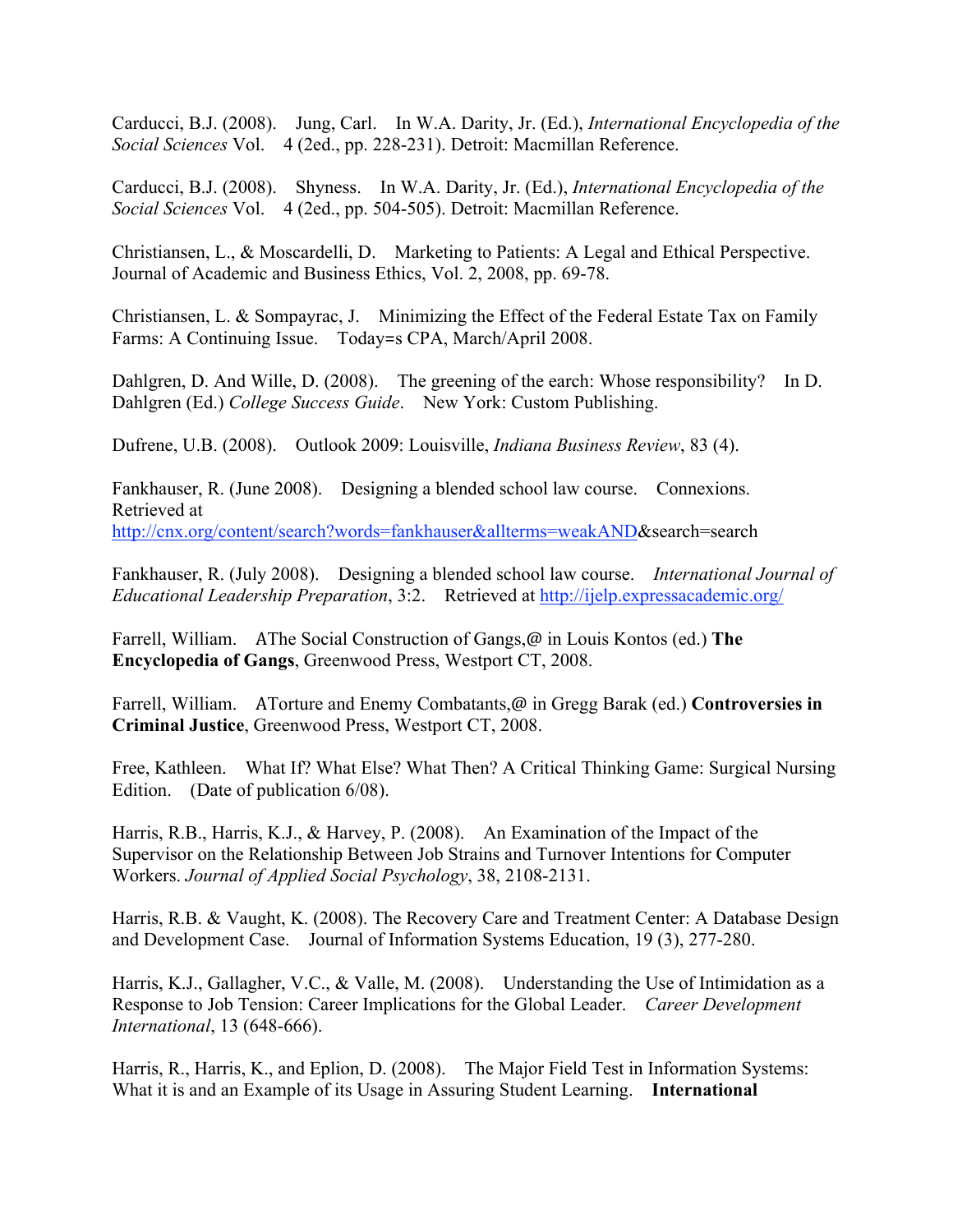Carducci, B.J. (2008). Jung, Carl. In W.A. Darity, Jr. (Ed.), *International Encyclopedia of the Social Sciences* Vol. 4 (2ed., pp. 228-231). Detroit: Macmillan Reference.

Carducci, B.J. (2008). Shyness. In W.A. Darity, Jr. (Ed.), *International Encyclopedia of the Social Sciences* Vol. 4 (2ed., pp. 504-505). Detroit: Macmillan Reference.

Christiansen, L., & Moscardelli, D. Marketing to Patients: A Legal and Ethical Perspective. Journal of Academic and Business Ethics, Vol. 2, 2008, pp. 69-78.

Christiansen, L. & Sompayrac, J. Minimizing the Effect of the Federal Estate Tax on Family Farms: A Continuing Issue. Today=s CPA, March/April 2008.

Dahlgren, D. And Wille, D. (2008). The greening of the earch: Whose responsibility? In D. Dahlgren (Ed.) *College Success Guide*. New York: Custom Publishing.

Dufrene, U.B. (2008). Outlook 2009: Louisville, *Indiana Business Review*, 83 (4).

Fankhauser, R. (June 2008). Designing a blended school law course. Connexions. Retrieved at http://cnx.org/content/search?words=fankhauser&allterms=weakAND&search=search

Fankhauser, R. (July 2008). Designing a blended school law course. *International Journal of Educational Leadership Preparation*, 3:2. Retrieved at http://ijelp.expressacademic.org/

Farrell, William. AThe Social Construction of Gangs,@ in Louis Kontos (ed.) **The Encyclopedia of Gangs**, Greenwood Press, Westport CT, 2008.

Farrell, William. ATorture and Enemy Combatants,@ in Gregg Barak (ed.) **Controversies in Criminal Justice**, Greenwood Press, Westport CT, 2008.

Free, Kathleen. What If? What Else? What Then? A Critical Thinking Game: Surgical Nursing Edition. (Date of publication 6/08).

Harris, R.B., Harris, K.J., & Harvey, P. (2008). An Examination of the Impact of the Supervisor on the Relationship Between Job Strains and Turnover Intentions for Computer Workers. *Journal of Applied Social Psychology*, 38, 2108-2131.

Harris, R.B. & Vaught, K. (2008). The Recovery Care and Treatment Center: A Database Design and Development Case. Journal of Information Systems Education, 19 (3), 277-280.

Harris, K.J., Gallagher, V.C., & Valle, M. (2008). Understanding the Use of Intimidation as a Response to Job Tension: Career Implications for the Global Leader. *Career Development International*, 13 (648-666).

Harris, R., Harris, K., and Eplion, D. (2008). The Major Field Test in Information Systems: What it is and an Example of its Usage in Assuring Student Learning. **International**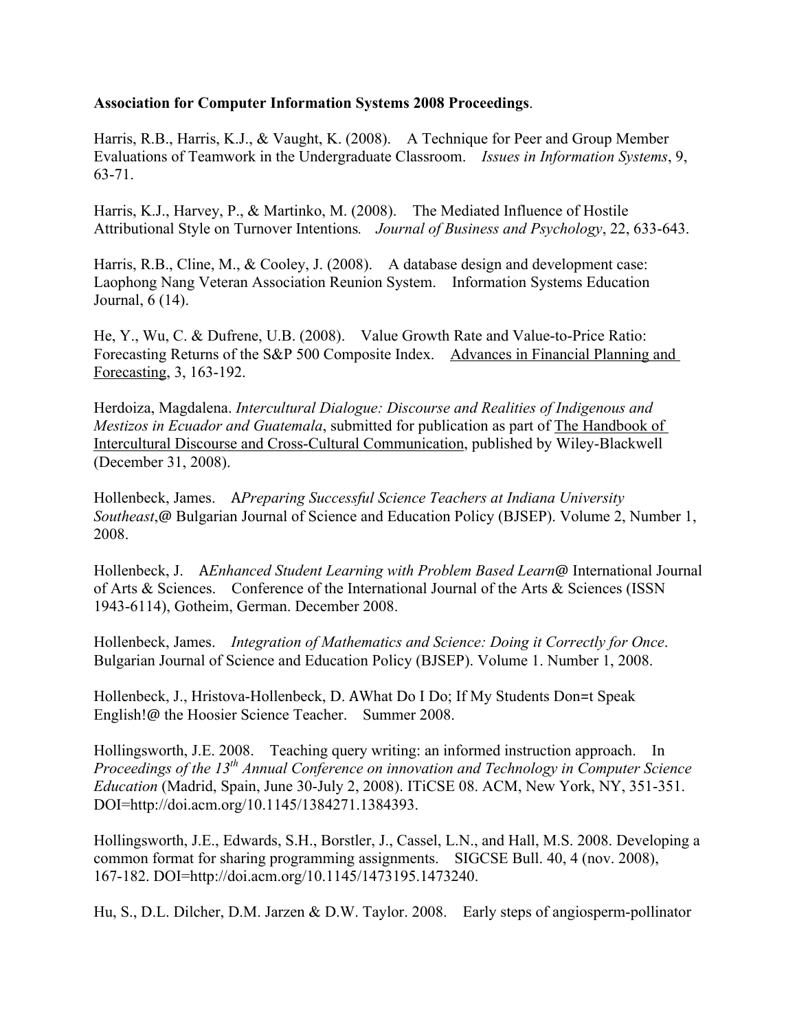**Association for Computer Information Systems 2008 Proceedings**.

Harris, R.B., Harris, K.J., & Vaught, K. (2008). A Technique for Peer and Group Member Evaluations of Teamwork in the Undergraduate Classroom. *Issues in Information Systems*, 9, 63-71.

Harris, K.J., Harvey, P., & Martinko, M. (2008). The Mediated Influence of Hostile Attributional Style on Turnover Intentions*.* *Journal of Business and Psychology*, 22, 633-643.

Harris, R.B., Cline, M., & Cooley, J. (2008). A database design and development case: Laophong Nang Veteran Association Reunion System. Information Systems Education Journal, 6 (14).

He, Y., Wu, C. & Dufrene, U.B. (2008). Value Growth Rate and Value-to-Price Ratio: Forecasting Returns of the S&P 500 Composite Index. Advances in Financial Planning and Forecasting, 3, 163-192.

Herdoiza, Magdalena. *Intercultural Dialogue: Discourse and Realities of Indigenous and Mestizos in Ecuador and Guatemala*, submitted for publication as part of The Handbook of Intercultural Discourse and Cross-Cultural Communication, published by Wiley-Blackwell (December 31, 2008).

Hollenbeck, James. A*Preparing Successful Science Teachers at Indiana University Southeast*,@ Bulgarian Journal of Science and Education Policy (BJSEP). Volume 2, Number 1, 2008.

Hollenbeck, J. A*Enhanced Student Learning with Problem Based Learn*@ International Journal of Arts & Sciences. Conference of the International Journal of the Arts & Sciences (ISSN 1943-6114), Gotheim, German. December 2008.

Hollenbeck, James. *Integration of Mathematics and Science: Doing it Correctly for Once*. Bulgarian Journal of Science and Education Policy (BJSEP). Volume 1. Number 1, 2008.

Hollenbeck, J., Hristova-Hollenbeck, D. AWhat Do I Do; If My Students Don=t Speak English!@ the Hoosier Science Teacher. Summer 2008.

Hollingsworth, J.E. 2008. Teaching query writing: an informed instruction approach. In *Proceedings of the 13th Annual Conference on innovation and Technology in Computer Science Education* (Madrid, Spain, June 30-July 2, 2008). ITiCSE 08. ACM, New York, NY, 351-351. DOI=http://doi.acm.org/10.1145/1384271.1384393.

Hollingsworth, J.E., Edwards, S.H., Borstler, J., Cassel, L.N., and Hall, M.S. 2008. Developing a common format for sharing programming assignments. SIGCSE Bull. 40, 4 (nov. 2008), 167-182. DOI=http://doi.acm.org/10.1145/1473195.1473240.

Hu, S., D.L. Dilcher, D.M. Jarzen & D.W. Taylor. 2008. Early steps of angiosperm-pollinator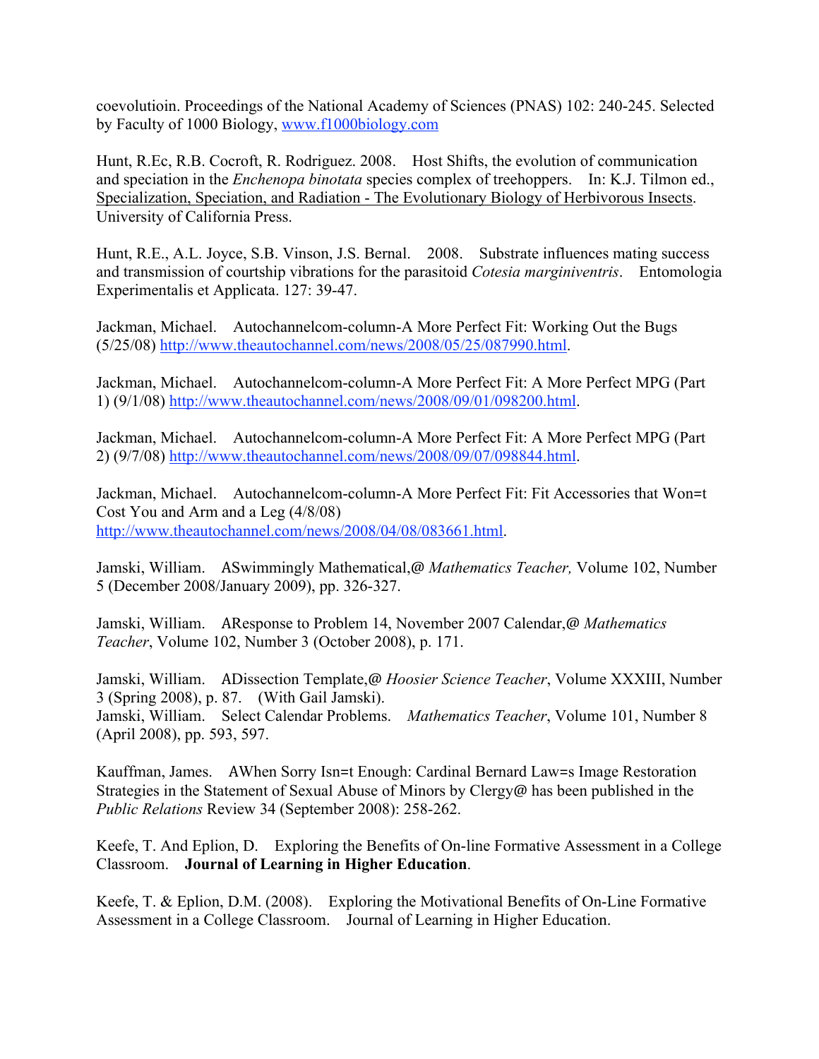coevolutioin. Proceedings of the National Academy of Sciences (PNAS) 102: 240-245. Selected by Faculty of 1000 Biology, www.f1000biology.com

Hunt, R.Ec, R.B. Cocroft, R. Rodriguez. 2008. Host Shifts, the evolution of communication and speciation in the *Enchenopa binotata* species complex of treehoppers. In: K.J. Tilmon ed., Specialization, Speciation, and Radiation - The Evolutionary Biology of Herbivorous Insects. University of California Press.

Hunt, R.E., A.L. Joyce, S.B. Vinson, J.S. Bernal. 2008. Substrate influences mating success and transmission of courtship vibrations for the parasitoid *Cotesia marginiventris*. Entomologia Experimentalis et Applicata. 127: 39-47.

Jackman, Michael. Autochannelcom-column-A More Perfect Fit: Working Out the Bugs (5/25/08) http://www.theautochannel.com/news/2008/05/25/087990.html.

Jackman, Michael. Autochannelcom-column-A More Perfect Fit: A More Perfect MPG (Part 1) (9/1/08) http://www.theautochannel.com/news/2008/09/01/098200.html.

Jackman, Michael. Autochannelcom-column-A More Perfect Fit: A More Perfect MPG (Part 2) (9/7/08) http://www.theautochannel.com/news/2008/09/07/098844.html.

Jackman, Michael. Autochannelcom-column-A More Perfect Fit: Fit Accessories that Won=t Cost You and Arm and a Leg (4/8/08) http://www.theautochannel.com/news/2008/04/08/083661.html.

Jamski, William. ASwimmingly Mathematical,@ *Mathematics Teacher,* Volume 102, Number 5 (December 2008/January 2009), pp. 326-327.

Jamski, William. AResponse to Problem 14, November 2007 Calendar,@ *Mathematics Teacher*, Volume 102, Number 3 (October 2008), p. 171.

Jamski, William. ADissection Template,@ *Hoosier Science Teacher*, Volume XXXIII, Number 3 (Spring 2008), p. 87. (With Gail Jamski).
Jamski, William. Select Calendar Problems. *Mathematics Teacher*, Volume 101, Number 8 (April 2008), pp. 593, 597.

Kauffman, James. AWhen Sorry Isn=t Enough: Cardinal Bernard Law=s Image Restoration Strategies in the Statement of Sexual Abuse of Minors by Clergy@ has been published in the *Public Relations* Review 34 (September 2008): 258-262.

Keefe, T. And Eplion, D. Exploring the Benefits of On-line Formative Assessment in a College Classroom. **Journal of Learning in Higher Education**.

Keefe, T. & Eplion, D.M. (2008). Exploring the Motivational Benefits of On-Line Formative Assessment in a College Classroom. Journal of Learning in Higher Education.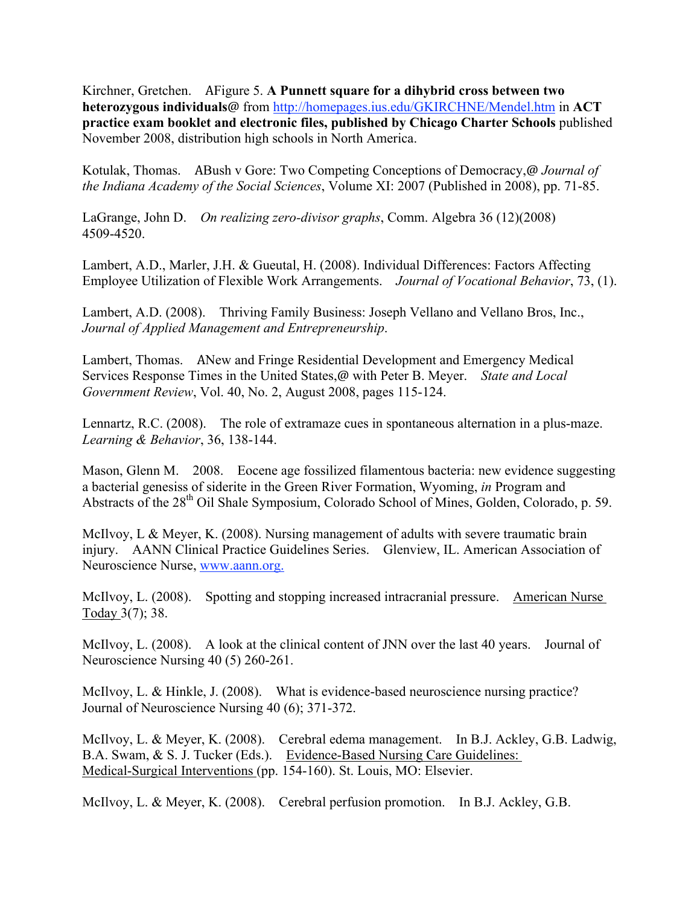Kirchner, Gretchen. AFigure 5. **A Punnett square for a dihybrid cross between two heterozygous individuals@** from http://homepages.ius.edu/GKIRCHNE/Mendel.htm in **ACT practice exam booklet and electronic files, published by Chicago Charter Schools** published November 2008, distribution high schools in North America.

Kotulak, Thomas. ABush v Gore: Two Competing Conceptions of Democracy,@ *Journal of the Indiana Academy of the Social Sciences*, Volume XI: 2007 (Published in 2008), pp. 71-85.

LaGrange, John D. *On realizing zero-divisor graphs*, Comm. Algebra 36 (12)(2008) 4509-4520.

Lambert, A.D., Marler, J.H. & Gueutal, H. (2008). Individual Differences: Factors Affecting Employee Utilization of Flexible Work Arrangements. *Journal of Vocational Behavior*, 73, (1).

Lambert, A.D. (2008). Thriving Family Business: Joseph Vellano and Vellano Bros, Inc., *Journal of Applied Management and Entrepreneurship*.

Lambert, Thomas. ANew and Fringe Residential Development and Emergency Medical Services Response Times in the United States,@ with Peter B. Meyer. *State and Local Government Review*, Vol. 40, No. 2, August 2008, pages 115-124.

Lennartz, R.C. (2008). The role of extramaze cues in spontaneous alternation in a plus-maze. *Learning & Behavior*, 36, 138-144.

Mason, Glenn M. 2008. Eocene age fossilized filamentous bacteria: new evidence suggesting a bacterial genesiss of siderite in the Green River Formation, Wyoming, *in* Program and Abstracts of the 28th Oil Shale Symposium, Colorado School of Mines, Golden, Colorado, p. 59.

McIlvoy, L & Meyer, K. (2008). Nursing management of adults with severe traumatic brain injury. AANN Clinical Practice Guidelines Series. Glenview, IL. American Association of Neuroscience Nurse, www.aann.org.

McIlvoy, L. (2008). Spotting and stopping increased intracranial pressure. American Nurse Today 3(7); 38.

McIlvoy, L. (2008). A look at the clinical content of JNN over the last 40 years. Journal of Neuroscience Nursing 40 (5) 260-261.

McIlvoy, L. & Hinkle, J. (2008). What is evidence-based neuroscience nursing practice? Journal of Neuroscience Nursing 40 (6); 371-372.

McIlvoy, L. & Meyer, K. (2008). Cerebral edema management. In B.J. Ackley, G.B. Ladwig, B.A. Swam, & S. J. Tucker (Eds.). Evidence-Based Nursing Care Guidelines: Medical-Surgical Interventions (pp. 154-160). St. Louis, MO: Elsevier.

McIlvoy, L. & Meyer, K. (2008). Cerebral perfusion promotion. In B.J. Ackley, G.B.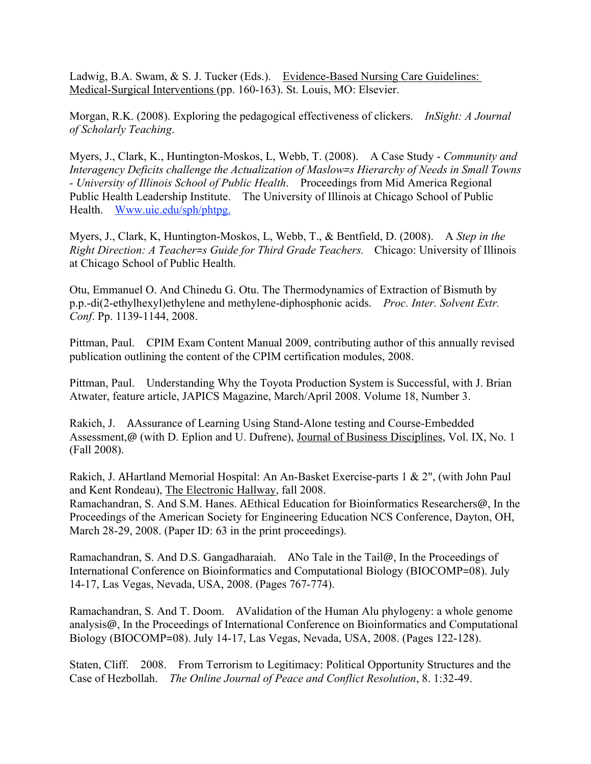Ladwig, B.A. Swam, & S. J. Tucker (Eds.). Evidence-Based Nursing Care Guidelines: Medical-Surgical Interventions (pp. 160-163). St. Louis, MO: Elsevier.

Morgan, R.K. (2008). Exploring the pedagogical effectiveness of clickers. *InSight: A Journal of Scholarly Teaching*.

Myers, J., Clark, K., Huntington-Moskos, L, Webb, T. (2008). A Case Study - *Community and Interagency Deficits challenge the Actualization of Maslow=s Hierarchy of Needs in Small Towns - University of Illinois School of Public Health*. Proceedings from Mid America Regional Public Health Leadership Institute. The University of Illinois at Chicago School of Public Health. Www.uic.edu/sph/phtpg.

Myers, J., Clark, K, Huntington-Moskos, L, Webb, T., & Bentfield, D. (2008). A *Step in the Right Direction: A Teacher=s Guide for Third Grade Teachers.* Chicago: University of Illinois at Chicago School of Public Health.

Otu, Emmanuel O. And Chinedu G. Otu. The Thermodynamics of Extraction of Bismuth by p.p.-di(2-ethylhexyl)ethylene and methylene-diphosphonic acids. *Proc. Inter. Solvent Extr. Conf*. Pp. 1139-1144, 2008.

Pittman, Paul. CPIM Exam Content Manual 2009, contributing author of this annually revised publication outlining the content of the CPIM certification modules, 2008.

Pittman, Paul. Understanding Why the Toyota Production System is Successful, with J. Brian Atwater, feature article, JAPICS Magazine, March/April 2008. Volume 18, Number 3.

Rakich, J. AAssurance of Learning Using Stand-Alone testing and Course-Embedded Assessment,@ (with D. Eplion and U. Dufrene), Journal of Business Disciplines, Vol. IX, No. 1 (Fall 2008).

Rakich, J. AHartland Memorial Hospital: An An-Basket Exercise-parts 1 & 2", (with John Paul and Kent Rondeau), The Electronic Hallway, fall 2008.
Ramachandran, S. And S.M. Hanes. AEthical Education for Bioinformatics Researchers@, In the Proceedings of the American Society for Engineering Education NCS Conference, Dayton, OH, March 28-29, 2008. (Paper ID: 63 in the print proceedings).

Ramachandran, S. And D.S. Gangadharaiah. ANo Tale in the Tail@, In the Proceedings of International Conference on Bioinformatics and Computational Biology (BIOCOMP=08). July 14-17, Las Vegas, Nevada, USA, 2008. (Pages 767-774).

Ramachandran, S. And T. Doom. AValidation of the Human Alu phylogeny: a whole genome analysis@, In the Proceedings of International Conference on Bioinformatics and Computational Biology (BIOCOMP=08). July 14-17, Las Vegas, Nevada, USA, 2008. (Pages 122-128).

Staten, Cliff. 2008. From Terrorism to Legitimacy: Political Opportunity Structures and the Case of Hezbollah. *The Online Journal of Peace and Conflict Resolution*, 8. 1:32-49.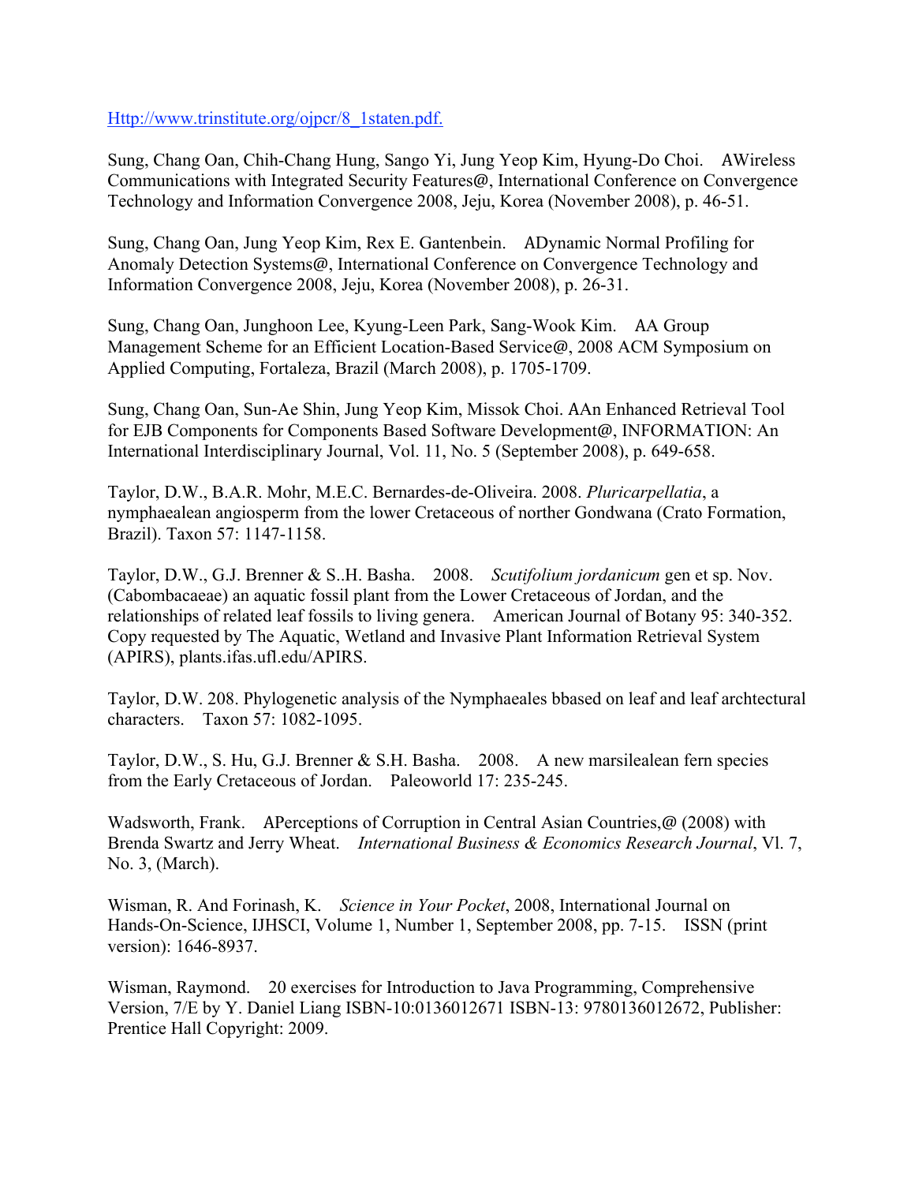[Http://www.trinstitute.org/ojpcr/8_1staten.pdf.](Http://www.trinstitute.org/ojpcr/8_1staten.pdf.)

Sung, Chang Oan, Chih-Chang Hung, Sango Yi, Jung Yeop Kim, Hyung-Do Choi. AWireless Communications with Integrated Security Features@, International Conference on Convergence Technology and Information Convergence 2008, Jeju, Korea (November 2008), p. 46-51.

Sung, Chang Oan, Jung Yeop Kim, Rex E. Gantenbein. ADynamic Normal Profiling for Anomaly Detection Systems@, International Conference on Convergence Technology and Information Convergence 2008, Jeju, Korea (November 2008), p. 26-31.

Sung, Chang Oan, Junghoon Lee, Kyung-Leen Park, Sang-Wook Kim. AA Group Management Scheme for an Efficient Location-Based Service@, 2008 ACM Symposium on Applied Computing, Fortaleza, Brazil (March 2008), p. 1705-1709.

Sung, Chang Oan, Sun-Ae Shin, Jung Yeop Kim, Missok Choi. AAn Enhanced Retrieval Tool for EJB Components for Components Based Software Development@, INFORMATION: An International Interdisciplinary Journal, Vol. 11, No. 5 (September 2008), p. 649-658.

Taylor, D.W., B.A.R. Mohr, M.E.C. Bernardes-de-Oliveira. 2008. *Pluricarpellatia*, a nymphaealean angiosperm from the lower Cretaceous of norther Gondwana (Crato Formation, Brazil). Taxon 57: 1147-1158.

Taylor, D.W., G.J. Brenner & S..H. Basha. 2008. *Scutifolium jordanicum* gen et sp. Nov. (Cabombacaeae) an aquatic fossil plant from the Lower Cretaceous of Jordan, and the relationships of related leaf fossils to living genera. American Journal of Botany 95: 340-352. Copy requested by The Aquatic, Wetland and Invasive Plant Information Retrieval System (APIRS), plants.ifas.ufl.edu/APIRS.

Taylor, D.W. 208. Phylogenetic analysis of the Nymphaeales bbased on leaf and leaf archtectural characters. Taxon 57: 1082-1095.

Taylor, D.W., S. Hu, G.J. Brenner & S.H. Basha. 2008. A new marsilealean fern species from the Early Cretaceous of Jordan. Paleoworld 17: 235-245.

Wadsworth, Frank. APerceptions of Corruption in Central Asian Countries,@ (2008) with Brenda Swartz and Jerry Wheat. *International Business & Economics Research Journal*, Vl. 7, No. 3, (March).

Wisman, R. And Forinash, K. *Science in Your Pocket*, 2008, International Journal on Hands-On-Science, IJHSCI, Volume 1, Number 1, September 2008, pp. 7-15. ISSN (print version): 1646-8937.

Wisman, Raymond. 20 exercises for Introduction to Java Programming, Comprehensive Version, 7/E by Y. Daniel Liang ISBN-10:0136012671 ISBN-13: 9780136012672, Publisher: Prentice Hall Copyright: 2009.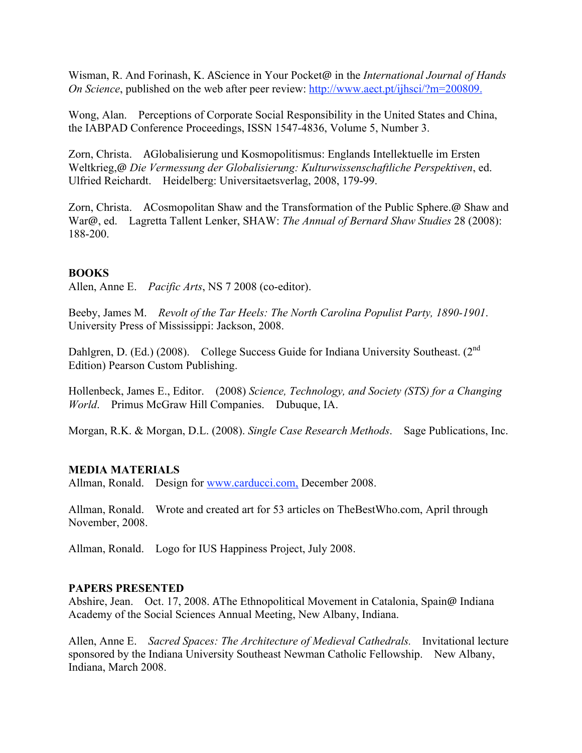Wisman, R. And Forinash, K. AScience in Your Pocket@ in the *International Journal of Hands On Science*, published on the web after peer review: http://www.aect.pt/ijhsci/?m=200809.

Wong, Alan. Perceptions of Corporate Social Responsibility in the United States and China, the IABPAD Conference Proceedings, ISSN 1547-4836, Volume 5, Number 3.

Zorn, Christa. AGlobalisierung und Kosmopolitismus: Englands Intellektuelle im Ersten Weltkrieg,@ *Die Vermessung der Globalisierung: Kulturwissenschaftliche Perspektiven*, ed. Ulfried Reichardt. Heidelberg: Universitaetsverlag, 2008, 179-99.

Zorn, Christa. ACosmopolitan Shaw and the Transformation of the Public Sphere.@ Shaw and War@, ed. Lagretta Tallent Lenker, SHAW: *The Annual of Bernard Shaw Studies* 28 (2008): 188-200.

**BOOKS**

Allen, Anne E. *Pacific Arts*, NS 7 2008 (co-editor).

Beeby, James M. *Revolt of the Tar Heels: The North Carolina Populist Party, 1890-1901*. University Press of Mississippi: Jackson, 2008.

Dahlgren, D. (Ed.) (2008). College Success Guide for Indiana University Southeast. (2nd Edition) Pearson Custom Publishing.

Hollenbeck, James E., Editor. (2008) *Science, Technology, and Society (STS) for a Changing World*. Primus McGraw Hill Companies. Dubuque, IA.

Morgan, R.K. & Morgan, D.L. (2008). *Single Case Research Methods*. Sage Publications, Inc.

**MEDIA MATERIALS**

Allman, Ronald. Design for www.carducci.com, December 2008.

Allman, Ronald. Wrote and created art for 53 articles on TheBestWho.com, April through November, 2008.

Allman, Ronald. Logo for IUS Happiness Project, July 2008.

**PAPERS PRESENTED**

Abshire, Jean. Oct. 17, 2008. AThe Ethnopolitical Movement in Catalonia, Spain@ Indiana Academy of the Social Sciences Annual Meeting, New Albany, Indiana.

Allen, Anne E. *Sacred Spaces: The Architecture of Medieval Cathedrals.* Invitational lecture sponsored by the Indiana University Southeast Newman Catholic Fellowship. New Albany, Indiana, March 2008.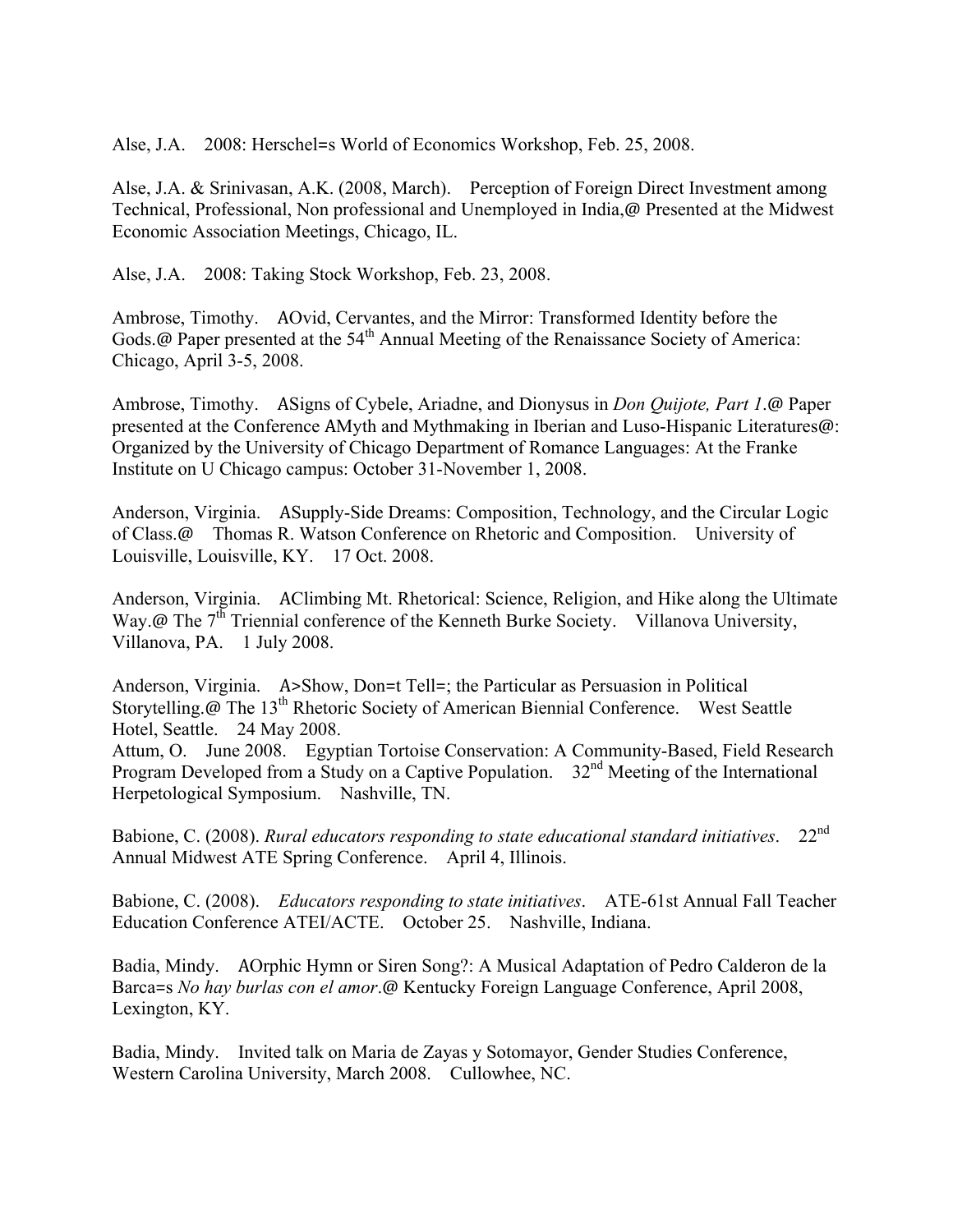Alse, J.A. 2008: Herschel=s World of Economics Workshop, Feb. 25, 2008.

Alse, J.A. & Srinivasan, A.K. (2008, March). Perception of Foreign Direct Investment among Technical, Professional, Non professional and Unemployed in India,@ Presented at the Midwest Economic Association Meetings, Chicago, IL.

Alse, J.A. 2008: Taking Stock Workshop, Feb. 23, 2008.

Ambrose, Timothy. AOvid, Cervantes, and the Mirror: Transformed Identity before the Gods.@ Paper presented at the 54th Annual Meeting of the Renaissance Society of America: Chicago, April 3-5, 2008.

Ambrose, Timothy. ASigns of Cybele, Ariadne, and Dionysus in *Don Quijote, Part 1*.@ Paper presented at the Conference AMyth and Mythmaking in Iberian and Luso-Hispanic Literatures@: Organized by the University of Chicago Department of Romance Languages: At the Franke Institute on U Chicago campus: October 31-November 1, 2008.

Anderson, Virginia. ASupply-Side Dreams: Composition, Technology, and the Circular Logic of Class.@ Thomas R. Watson Conference on Rhetoric and Composition. University of Louisville, Louisville, KY. 17 Oct. 2008.

Anderson, Virginia. AClimbing Mt. Rhetorical: Science, Religion, and Hike along the Ultimate Way.@ The 7th Triennial conference of the Kenneth Burke Society. Villanova University, Villanova, PA. 1 July 2008.

Anderson, Virginia. A>Show, Don=t Tell=; the Particular as Persuasion in Political Storytelling.@ The 13th Rhetoric Society of American Biennial Conference. West Seattle Hotel, Seattle. 24 May 2008.

Attum, O. June 2008. Egyptian Tortoise Conservation: A Community-Based, Field Research Program Developed from a Study on a Captive Population. 32nd Meeting of the International Herpetological Symposium. Nashville, TN.

Babione, C. (2008). *Rural educators responding to state educational standard initiatives*. 22nd Annual Midwest ATE Spring Conference. April 4, Illinois.

Babione, C. (2008). *Educators responding to state initiatives*. ATE-61st Annual Fall Teacher Education Conference ATEI/ACTE. October 25. Nashville, Indiana.

Badia, Mindy. AOrphic Hymn or Siren Song?: A Musical Adaptation of Pedro Calderon de la Barca=s *No hay burlas con el amor*.@ Kentucky Foreign Language Conference, April 2008, Lexington, KY.

Badia, Mindy. Invited talk on Maria de Zayas y Sotomayor, Gender Studies Conference, Western Carolina University, March 2008. Cullowhee, NC.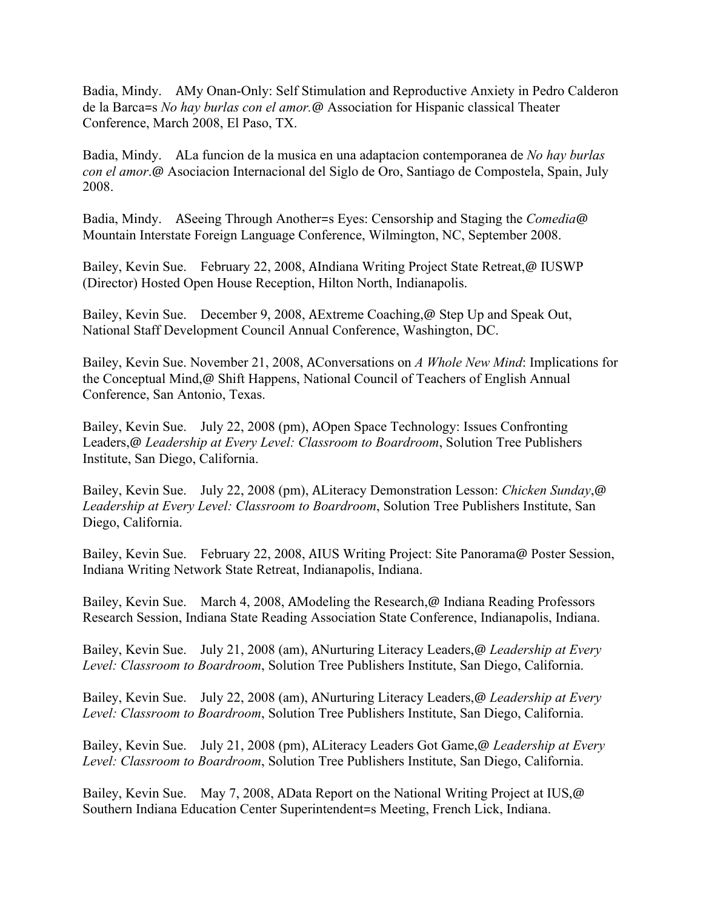Badia, Mindy. AMy Onan-Only: Self Stimulation and Reproductive Anxiety in Pedro Calderon de la Barca=s *No hay burlas con el amor.*@ Association for Hispanic classical Theater Conference, March 2008, El Paso, TX.

Badia, Mindy. ALa funcion de la musica en una adaptacion contemporanea de *No hay burlas con el amor*.@ Asociacion Internacional del Siglo de Oro, Santiago de Compostela, Spain, July 2008.

Badia, Mindy. ASeeing Through Another=s Eyes: Censorship and Staging the *Comedia*@ Mountain Interstate Foreign Language Conference, Wilmington, NC, September 2008.

Bailey, Kevin Sue. February 22, 2008, AIndiana Writing Project State Retreat,@ IUSWP (Director) Hosted Open House Reception, Hilton North, Indianapolis.

Bailey, Kevin Sue. December 9, 2008, AExtreme Coaching,@ Step Up and Speak Out, National Staff Development Council Annual Conference, Washington, DC.

Bailey, Kevin Sue. November 21, 2008, AConversations on *A Whole New Mind*: Implications for the Conceptual Mind,@ Shift Happens, National Council of Teachers of English Annual Conference, San Antonio, Texas.

Bailey, Kevin Sue. July 22, 2008 (pm), AOpen Space Technology: Issues Confronting Leaders,@ *Leadership at Every Level: Classroom to Boardroom*, Solution Tree Publishers Institute, San Diego, California.

Bailey, Kevin Sue. July 22, 2008 (pm), ALiteracy Demonstration Lesson: *Chicken Sunday*,@ *Leadership at Every Level: Classroom to Boardroom*, Solution Tree Publishers Institute, San Diego, California.

Bailey, Kevin Sue. February 22, 2008, AIUS Writing Project: Site Panorama@ Poster Session, Indiana Writing Network State Retreat, Indianapolis, Indiana.

Bailey, Kevin Sue. March 4, 2008, AModeling the Research,@ Indiana Reading Professors Research Session, Indiana State Reading Association State Conference, Indianapolis, Indiana.

Bailey, Kevin Sue. July 21, 2008 (am), ANurturing Literacy Leaders,@ *Leadership at Every Level: Classroom to Boardroom*, Solution Tree Publishers Institute, San Diego, California.

Bailey, Kevin Sue. July 22, 2008 (am), ANurturing Literacy Leaders,@ *Leadership at Every Level: Classroom to Boardroom*, Solution Tree Publishers Institute, San Diego, California.

Bailey, Kevin Sue. July 21, 2008 (pm), ALiteracy Leaders Got Game,@ *Leadership at Every Level: Classroom to Boardroom*, Solution Tree Publishers Institute, San Diego, California.

Bailey, Kevin Sue. May 7, 2008, AData Report on the National Writing Project at IUS,@ Southern Indiana Education Center Superintendent=s Meeting, French Lick, Indiana.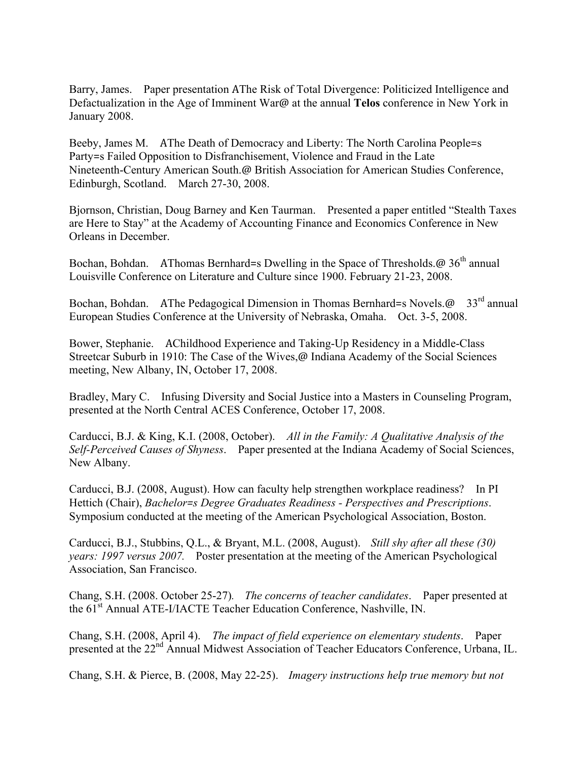Barry, James. Paper presentation AThe Risk of Total Divergence: Politicized Intelligence and Defactualization in the Age of Imminent War@ at the annual **Telos** conference in New York in January 2008.

Beeby, James M. AThe Death of Democracy and Liberty: The North Carolina People=s Party=s Failed Opposition to Disfranchisement, Violence and Fraud in the Late Nineteenth-Century American South.@ British Association for American Studies Conference, Edinburgh, Scotland. March 27-30, 2008.

Bjornson, Christian, Doug Barney and Ken Taurman. Presented a paper entitled "Stealth Taxes are Here to Stay" at the Academy of Accounting Finance and Economics Conference in New Orleans in December.

Bochan, Bohdan. AThomas Bernhard=s Dwelling in the Space of Thresholds.@ 36th annual Louisville Conference on Literature and Culture since 1900. February 21-23, 2008.

Bochan, Bohdan. AThe Pedagogical Dimension in Thomas Bernhard=s Novels.@ 33rd annual European Studies Conference at the University of Nebraska, Omaha. Oct. 3-5, 2008.

Bower, Stephanie. AChildhood Experience and Taking-Up Residency in a Middle-Class Streetcar Suburb in 1910: The Case of the Wives,@ Indiana Academy of the Social Sciences meeting, New Albany, IN, October 17, 2008.

Bradley, Mary C. Infusing Diversity and Social Justice into a Masters in Counseling Program, presented at the North Central ACES Conference, October 17, 2008.

Carducci, B.J. & King, K.I. (2008, October). *All in the Family: A Qualitative Analysis of the Self-Perceived Causes of Shyness*. Paper presented at the Indiana Academy of Social Sciences, New Albany.

Carducci, B.J. (2008, August). How can faculty help strengthen workplace readiness? In PI Hettich (Chair), *Bachelor=s Degree Graduates Readiness - Perspectives and Prescriptions*. Symposium conducted at the meeting of the American Psychological Association, Boston.

Carducci, B.J., Stubbins, Q.L., & Bryant, M.L. (2008, August). *Still shy after all these (30) years: 1997 versus 2007.* Poster presentation at the meeting of the American Psychological Association, San Francisco.

Chang, S.H. (2008. October 25-27). *The concerns of teacher candidates*. Paper presented at the 61st Annual ATE-I/IACTE Teacher Education Conference, Nashville, IN.

Chang, S.H. (2008, April 4). *The impact of field experience on elementary students*. Paper presented at the 22nd Annual Midwest Association of Teacher Educators Conference, Urbana, IL.

Chang, S.H. & Pierce, B. (2008, May 22-25). *Imagery instructions help true memory but not*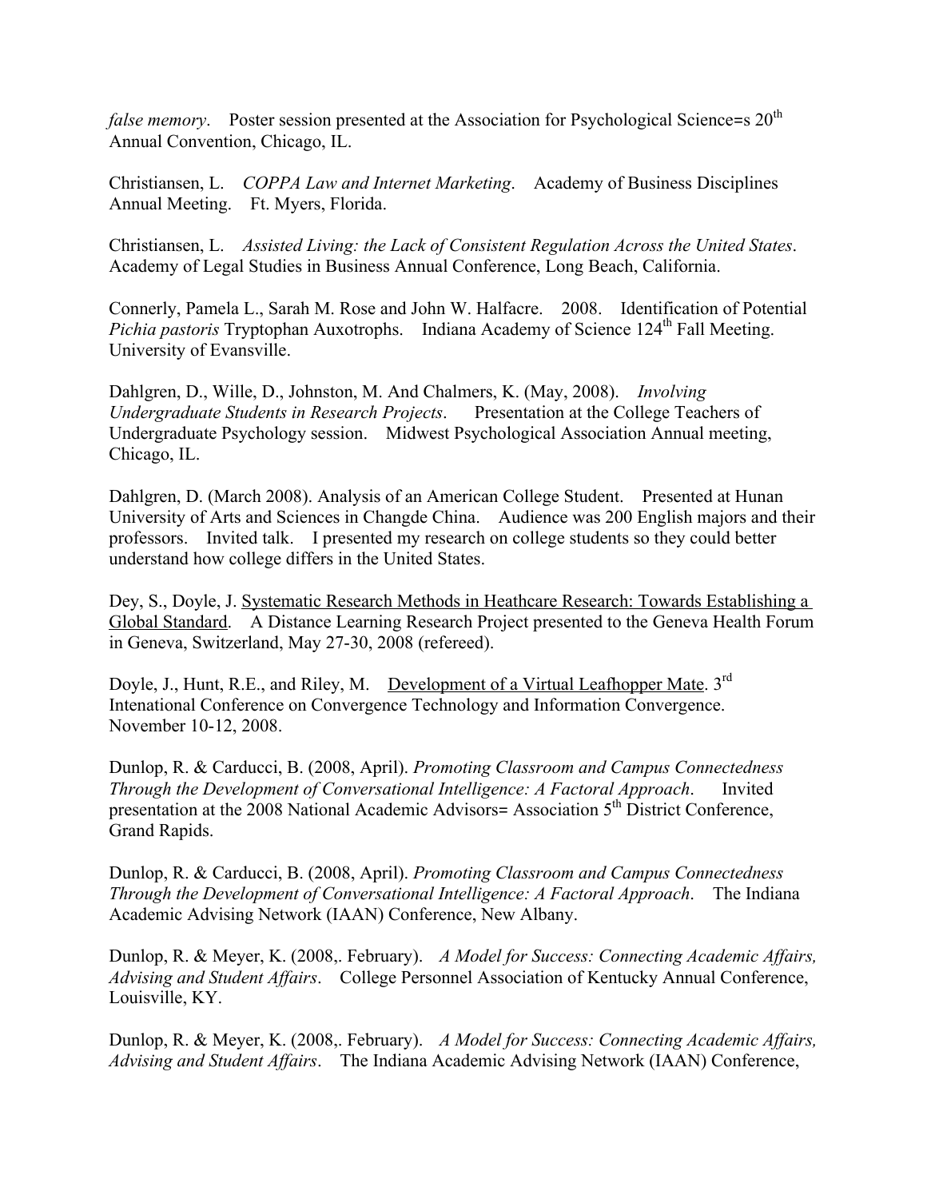*false memory*. Poster session presented at the Association for Psychological Science=s 20th Annual Convention, Chicago, IL.

Christiansen, L. *COPPA Law and Internet Marketing*. Academy of Business Disciplines Annual Meeting. Ft. Myers, Florida.

Christiansen, L. *Assisted Living: the Lack of Consistent Regulation Across the United States*. Academy of Legal Studies in Business Annual Conference, Long Beach, California.

Connerly, Pamela L., Sarah M. Rose and John W. Halfacre. 2008. Identification of Potential *Pichia pastoris* Tryptophan Auxotrophs. Indiana Academy of Science 124th Fall Meeting. University of Evansville.

Dahlgren, D., Wille, D., Johnston, M. And Chalmers, K. (May, 2008). *Involving Undergraduate Students in Research Projects*. Presentation at the College Teachers of Undergraduate Psychology session. Midwest Psychological Association Annual meeting, Chicago, IL.

Dahlgren, D. (March 2008). Analysis of an American College Student. Presented at Hunan University of Arts and Sciences in Changde China. Audience was 200 English majors and their professors. Invited talk. I presented my research on college students so they could better understand how college differs in the United States.

Dey, S., Doyle, J. Systematic Research Methods in Heathcare Research: Towards Establishing a Global Standard. A Distance Learning Research Project presented to the Geneva Health Forum in Geneva, Switzerland, May 27-30, 2008 (refereed).

Doyle, J., Hunt, R.E., and Riley, M. Development of a Virtual Leafhopper Mate. 3rd Intenational Conference on Convergence Technology and Information Convergence. November 10-12, 2008.

Dunlop, R. & Carducci, B. (2008, April). *Promoting Classroom and Campus Connectedness Through the Development of Conversational Intelligence: A Factoral Approach*. Invited presentation at the 2008 National Academic Advisors= Association 5th District Conference, Grand Rapids.

Dunlop, R. & Carducci, B. (2008, April). *Promoting Classroom and Campus Connectedness Through the Development of Conversational Intelligence: A Factoral Approach*. The Indiana Academic Advising Network (IAAN) Conference, New Albany.

Dunlop, R. & Meyer, K. (2008,. February). *A Model for Success: Connecting Academic Affairs, Advising and Student Affairs*. College Personnel Association of Kentucky Annual Conference, Louisville, KY.

Dunlop, R. & Meyer, K. (2008,. February). *A Model for Success: Connecting Academic Affairs, Advising and Student Affairs*. The Indiana Academic Advising Network (IAAN) Conference,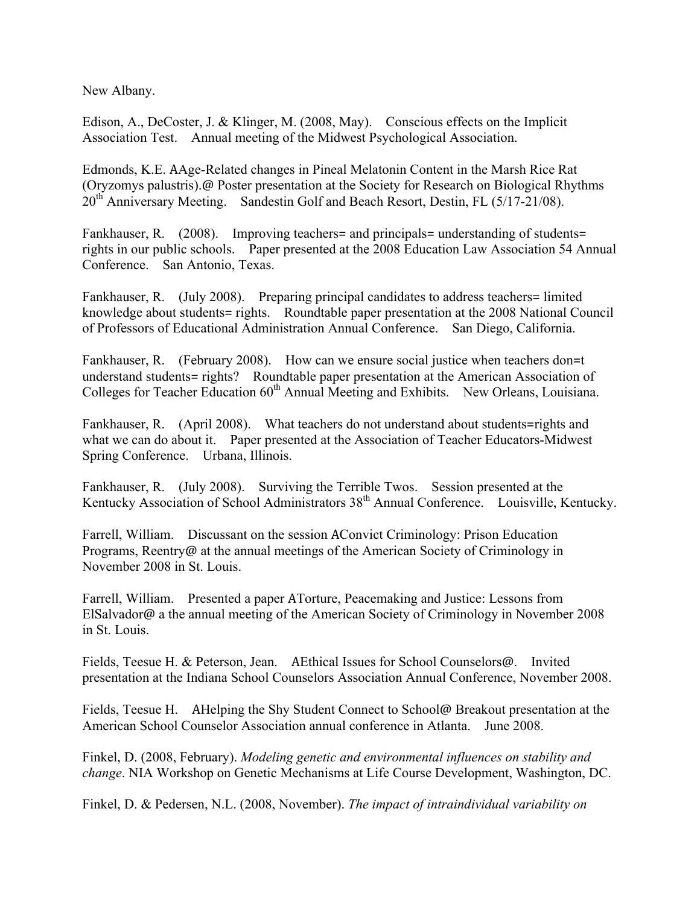New Albany.

Edison, A., DeCoster, J. & Klinger, M. (2008, May). Conscious effects on the Implicit Association Test. Annual meeting of the Midwest Psychological Association.

Edmonds, K.E. AAge-Related changes in Pineal Melatonin Content in the Marsh Rice Rat (Oryzomys palustris).@ Poster presentation at the Society for Research on Biological Rhythms 20th Anniversary Meeting. Sandestin Golf and Beach Resort, Destin, FL (5/17-21/08).

Fankhauser, R. (2008). Improving teachers= and principals= understanding of students= rights in our public schools. Paper presented at the 2008 Education Law Association 54 Annual Conference. San Antonio, Texas.

Fankhauser, R. (July 2008). Preparing principal candidates to address teachers= limited knowledge about students= rights. Roundtable paper presentation at the 2008 National Council of Professors of Educational Administration Annual Conference. San Diego, California.

Fankhauser, R. (February 2008). How can we ensure social justice when teachers don=t understand students= rights? Roundtable paper presentation at the American Association of Colleges for Teacher Education 60th Annual Meeting and Exhibits. New Orleans, Louisiana.

Fankhauser, R. (April 2008). What teachers do not understand about students=rights and what we can do about it. Paper presented at the Association of Teacher Educators-Midwest Spring Conference. Urbana, Illinois.

Fankhauser, R. (July 2008). Surviving the Terrible Twos. Session presented at the Kentucky Association of School Administrators 38th Annual Conference. Louisville, Kentucky.

Farrell, William. Discussant on the session AConvict Criminology: Prison Education Programs, Reentry@ at the annual meetings of the American Society of Criminology in November 2008 in St. Louis.

Farrell, William. Presented a paper ATorture, Peacemaking and Justice: Lessons from ElSalvador@ a the annual meeting of the American Society of Criminology in November 2008 in St. Louis.

Fields, Teesue H. & Peterson, Jean. AEthical Issues for School Counselors@. Invited presentation at the Indiana School Counselors Association Annual Conference, November 2008.

Fields, Teesue H. AHelping the Shy Student Connect to School@ Breakout presentation at the American School Counselor Association annual conference in Atlanta. June 2008.

Finkel, D. (2008, February). *Modeling genetic and environmental influences on stability and change*. NIA Workshop on Genetic Mechanisms at Life Course Development, Washington, DC.

Finkel, D. & Pedersen, N.L. (2008, November). *The impact of intraindividual variability on*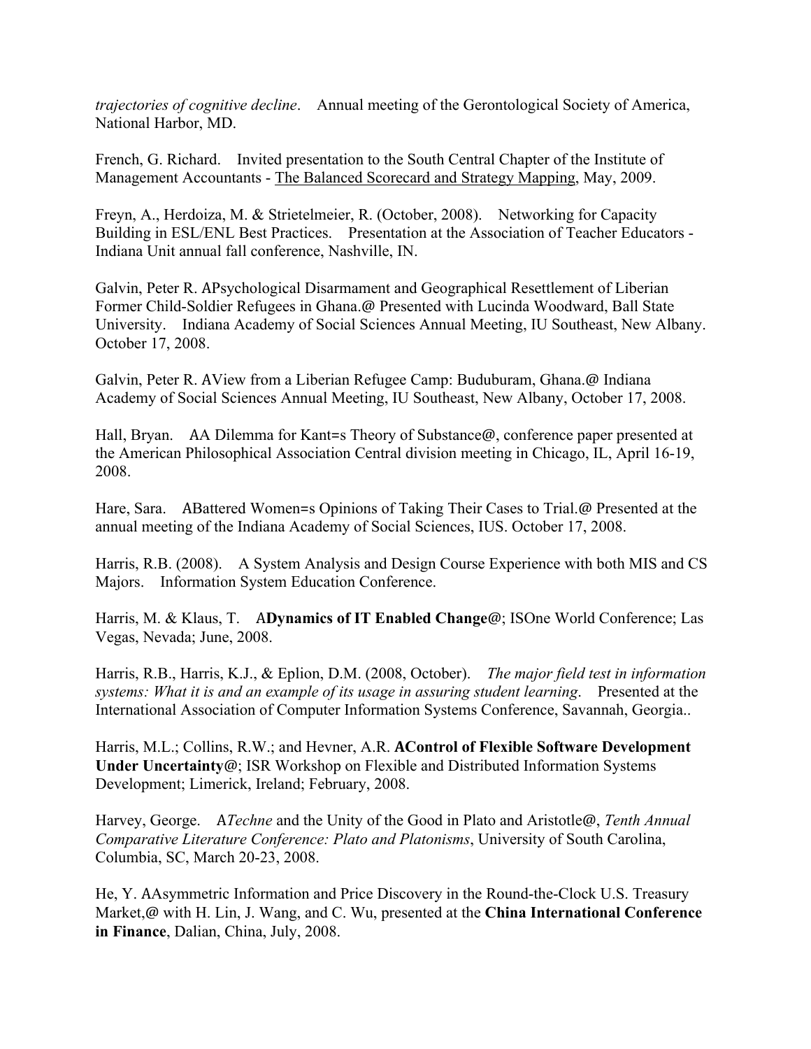*trajectories of cognitive decline*. Annual meeting of the Gerontological Society of America, National Harbor, MD.

French, G. Richard. Invited presentation to the South Central Chapter of the Institute of Management Accountants - The Balanced Scorecard and Strategy Mapping, May, 2009.

Freyn, A., Herdoiza, M. & Strietelmeier, R. (October, 2008). Networking for Capacity Building in ESL/ENL Best Practices. Presentation at the Association of Teacher Educators - Indiana Unit annual fall conference, Nashville, IN.

Galvin, Peter R. APsychological Disarmament and Geographical Resettlement of Liberian Former Child-Soldier Refugees in Ghana.@ Presented with Lucinda Woodward, Ball State University. Indiana Academy of Social Sciences Annual Meeting, IU Southeast, New Albany. October 17, 2008.

Galvin, Peter R. AView from a Liberian Refugee Camp: Buduburam, Ghana.@ Indiana Academy of Social Sciences Annual Meeting, IU Southeast, New Albany, October 17, 2008.

Hall, Bryan. AA Dilemma for Kant=s Theory of Substance@, conference paper presented at the American Philosophical Association Central division meeting in Chicago, IL, April 16-19, 2008.

Hare, Sara. ABattered Women=s Opinions of Taking Their Cases to Trial.@ Presented at the annual meeting of the Indiana Academy of Social Sciences, IUS. October 17, 2008.

Harris, R.B. (2008). A System Analysis and Design Course Experience with both MIS and CS Majors. Information System Education Conference.

Harris, M. & Klaus, T. A**Dynamics of IT Enabled Change@**; ISOne World Conference; Las Vegas, Nevada; June, 2008.

Harris, R.B., Harris, K.J., & Eplion, D.M. (2008, October). *The major field test in information systems: What it is and an example of its usage in assuring student learning*. Presented at the International Association of Computer Information Systems Conference, Savannah, Georgia..

Harris, M.L.; Collins, R.W.; and Hevner, A.R. **AControl of Flexible Software Development Under Uncertainty@**; ISR Workshop on Flexible and Distributed Information Systems Development; Limerick, Ireland; February, 2008.

Harvey, George. A*Techne* and the Unity of the Good in Plato and Aristotle@, *Tenth Annual Comparative Literature Conference: Plato and Platonisms*, University of South Carolina, Columbia, SC, March 20-23, 2008.

He, Y. AAsymmetric Information and Price Discovery in the Round-the-Clock U.S. Treasury Market,@ with H. Lin, J. Wang, and C. Wu, presented at the **China International Conference in Finance**, Dalian, China, July, 2008.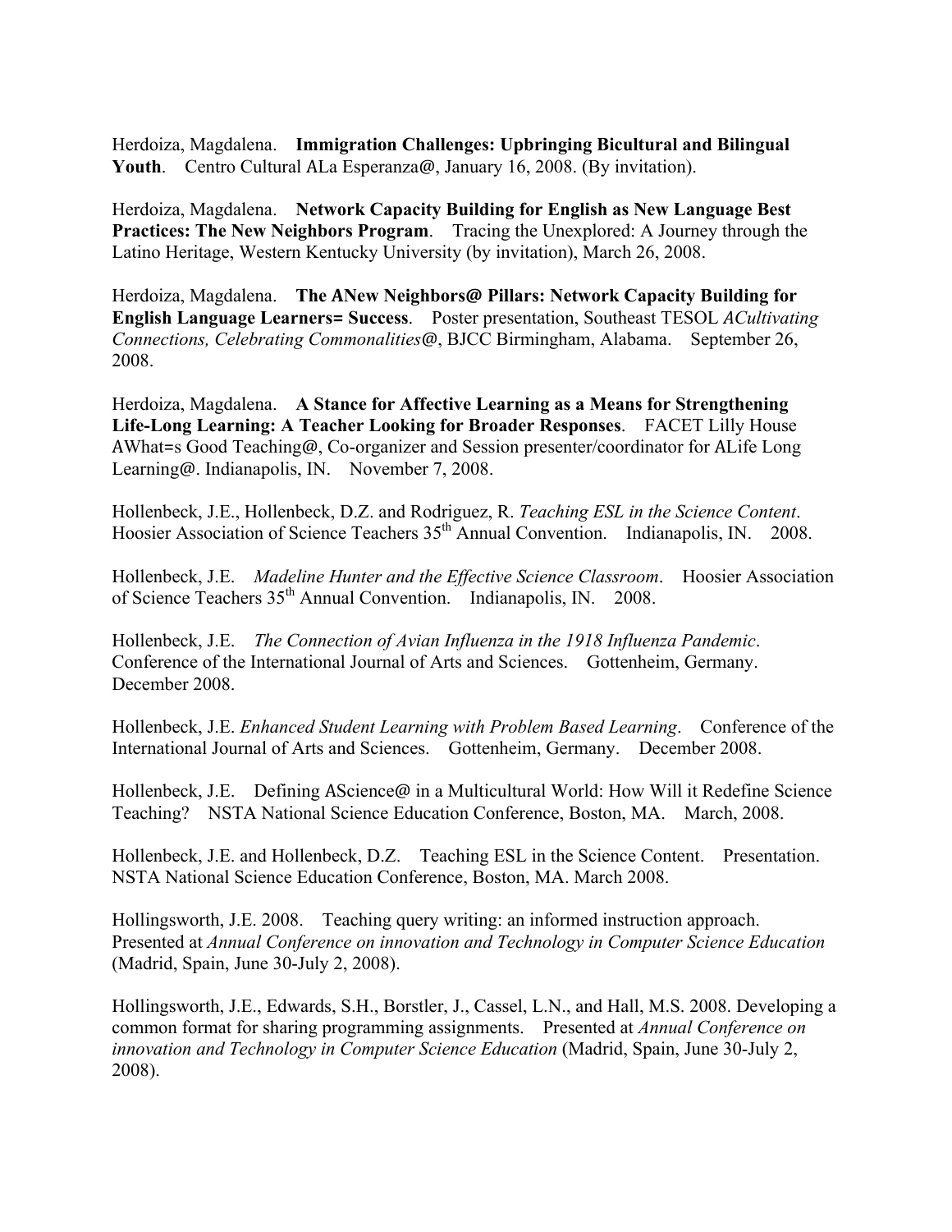Herdoiza, Magdalena. **Immigration Challenges: Upbringing Bicultural and Bilingual Youth**. Centro Cultural ALa Esperanza@, January 16, 2008. (By invitation).

Herdoiza, Magdalena. **Network Capacity Building for English as New Language Best Practices: The New Neighbors Program**. Tracing the Unexplored: A Journey through the Latino Heritage, Western Kentucky University (by invitation), March 26, 2008.

Herdoiza, Magdalena. **The ANew Neighbors@ Pillars: Network Capacity Building for English Language Learners= Success**. Poster presentation, Southeast TESOL *ACultivating Connections, Celebrating Commonalities*@, BJCC Birmingham, Alabama. September 26, 2008.

Herdoiza, Magdalena. **A Stance for Affective Learning as a Means for Strengthening Life-Long Learning: A Teacher Looking for Broader Responses**. FACET Lilly House AWhat=s Good Teaching@, Co-organizer and Session presenter/coordinator for ALife Long Learning@. Indianapolis, IN. November 7, 2008.

Hollenbeck, J.E., Hollenbeck, D.Z. and Rodriguez, R. *Teaching ESL in the Science Content*. Hoosier Association of Science Teachers 35th Annual Convention. Indianapolis, IN. 2008.

Hollenbeck, J.E. *Madeline Hunter and the Effective Science Classroom*. Hoosier Association of Science Teachers 35th Annual Convention. Indianapolis, IN. 2008.

Hollenbeck, J.E. *The Connection of Avian Influenza in the 1918 Influenza Pandemic*. Conference of the International Journal of Arts and Sciences. Gottenheim, Germany. December 2008.

Hollenbeck, J.E. *Enhanced Student Learning with Problem Based Learning*. Conference of the International Journal of Arts and Sciences. Gottenheim, Germany. December 2008.

Hollenbeck, J.E. Defining AScience@ in a Multicultural World: How Will it Redefine Science Teaching? NSTA National Science Education Conference, Boston, MA. March, 2008.

Hollenbeck, J.E. and Hollenbeck, D.Z. Teaching ESL in the Science Content. Presentation. NSTA National Science Education Conference, Boston, MA. March 2008.

Hollingsworth, J.E. 2008. Teaching query writing: an informed instruction approach. Presented at *Annual Conference on innovation and Technology in Computer Science Education* (Madrid, Spain, June 30-July 2, 2008).

Hollingsworth, J.E., Edwards, S.H., Borstler, J., Cassel, L.N., and Hall, M.S. 2008. Developing a common format for sharing programming assignments. Presented at *Annual Conference on innovation and Technology in Computer Science Education* (Madrid, Spain, June 30-July 2, 2008).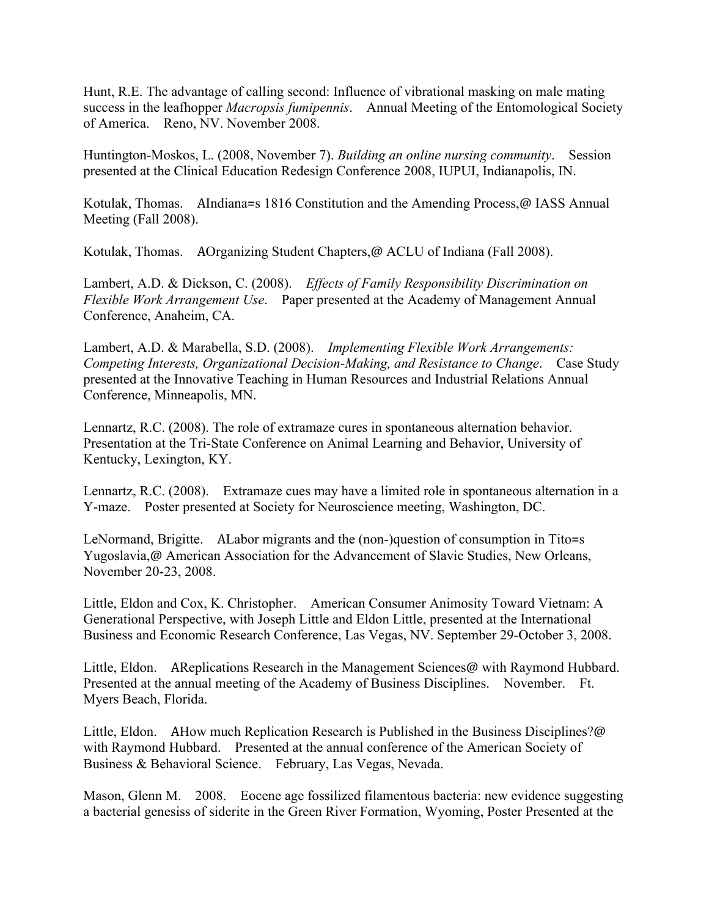Hunt, R.E. The advantage of calling second: Influence of vibrational masking on male mating success in the leafhopper *Macropsis fumipennis*. Annual Meeting of the Entomological Society of America. Reno, NV. November 2008.

Huntington-Moskos, L. (2008, November 7). *Building an online nursing community*. Session presented at the Clinical Education Redesign Conference 2008, IUPUI, Indianapolis, IN.

Kotulak, Thomas. AIndiana=s 1816 Constitution and the Amending Process,@ IASS Annual Meeting (Fall 2008).

Kotulak, Thomas. AOrganizing Student Chapters,@ ACLU of Indiana (Fall 2008).

Lambert, A.D. & Dickson, C. (2008). *Effects of Family Responsibility Discrimination on Flexible Work Arrangement Use*. Paper presented at the Academy of Management Annual Conference, Anaheim, CA.

Lambert, A.D. & Marabella, S.D. (2008). *Implementing Flexible Work Arrangements: Competing Interests, Organizational Decision-Making, and Resistance to Change*. Case Study presented at the Innovative Teaching in Human Resources and Industrial Relations Annual Conference, Minneapolis, MN.

Lennartz, R.C. (2008). The role of extramaze cures in spontaneous alternation behavior. Presentation at the Tri-State Conference on Animal Learning and Behavior, University of Kentucky, Lexington, KY.

Lennartz, R.C. (2008). Extramaze cues may have a limited role in spontaneous alternation in a Y-maze. Poster presented at Society for Neuroscience meeting, Washington, DC.

LeNormand, Brigitte. ALabor migrants and the (non-)question of consumption in Tito=s Yugoslavia,@ American Association for the Advancement of Slavic Studies, New Orleans, November 20-23, 2008.

Little, Eldon and Cox, K. Christopher. American Consumer Animosity Toward Vietnam: A Generational Perspective, with Joseph Little and Eldon Little, presented at the International Business and Economic Research Conference, Las Vegas, NV. September 29-October 3, 2008.

Little, Eldon. AReplications Research in the Management Sciences@ with Raymond Hubbard. Presented at the annual meeting of the Academy of Business Disciplines. November. Ft. Myers Beach, Florida.

Little, Eldon. AHow much Replication Research is Published in the Business Disciplines?@ with Raymond Hubbard. Presented at the annual conference of the American Society of Business & Behavioral Science. February, Las Vegas, Nevada.

Mason, Glenn M. 2008. Eocene age fossilized filamentous bacteria: new evidence suggesting a bacterial genesiss of siderite in the Green River Formation, Wyoming, Poster Presented at the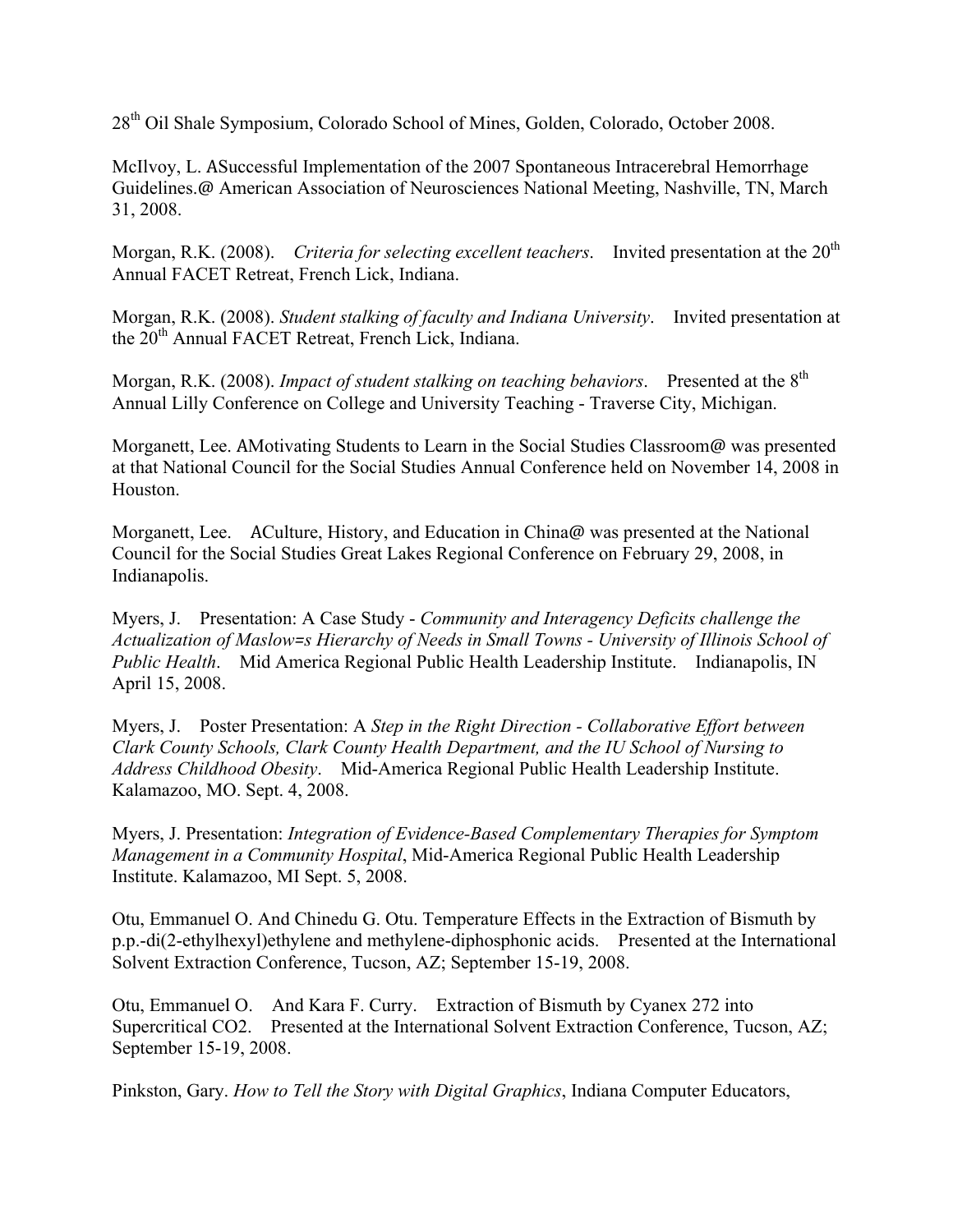28th Oil Shale Symposium, Colorado School of Mines, Golden, Colorado, October 2008.

McIlvoy, L. ASuccessful Implementation of the 2007 Spontaneous Intracerebral Hemorrhage Guidelines.@ American Association of Neurosciences National Meeting, Nashville, TN, March 31, 2008.

Morgan, R.K. (2008). *Criteria for selecting excellent teachers*. Invited presentation at the 20th Annual FACET Retreat, French Lick, Indiana.

Morgan, R.K. (2008). *Student stalking of faculty and Indiana University*. Invited presentation at the 20th Annual FACET Retreat, French Lick, Indiana.

Morgan, R.K. (2008). *Impact of student stalking on teaching behaviors*. Presented at the 8th Annual Lilly Conference on College and University Teaching - Traverse City, Michigan.

Morganett, Lee. AMotivating Students to Learn in the Social Studies Classroom@ was presented at that National Council for the Social Studies Annual Conference held on November 14, 2008 in Houston.

Morganett, Lee. ACulture, History, and Education in China@ was presented at the National Council for the Social Studies Great Lakes Regional Conference on February 29, 2008, in Indianapolis.

Myers, J. Presentation: A Case Study - *Community and Interagency Deficits challenge the Actualization of Maslow=s Hierarchy of Needs in Small Towns - University of Illinois School of Public Health*. Mid America Regional Public Health Leadership Institute. Indianapolis, IN April 15, 2008.

Myers, J. Poster Presentation: A *Step in the Right Direction - Collaborative Effort between Clark County Schools, Clark County Health Department, and the IU School of Nursing to Address Childhood Obesity*. Mid-America Regional Public Health Leadership Institute. Kalamazoo, MO. Sept. 4, 2008.

Myers, J. Presentation: *Integration of Evidence-Based Complementary Therapies for Symptom Management in a Community Hospital*, Mid-America Regional Public Health Leadership Institute. Kalamazoo, MI Sept. 5, 2008.

Otu, Emmanuel O. And Chinedu G. Otu. Temperature Effects in the Extraction of Bismuth by p.p.-di(2-ethylhexyl)ethylene and methylene-diphosphonic acids. Presented at the International Solvent Extraction Conference, Tucson, AZ; September 15-19, 2008.

Otu, Emmanuel O. And Kara F. Curry. Extraction of Bismuth by Cyanex 272 into Supercritical $CO_2$. Presented at the International Solvent Extraction Conference, Tucson, AZ; September 15-19, 2008.

Pinkston, Gary. *How to Tell the Story with Digital Graphics*, Indiana Computer Educators,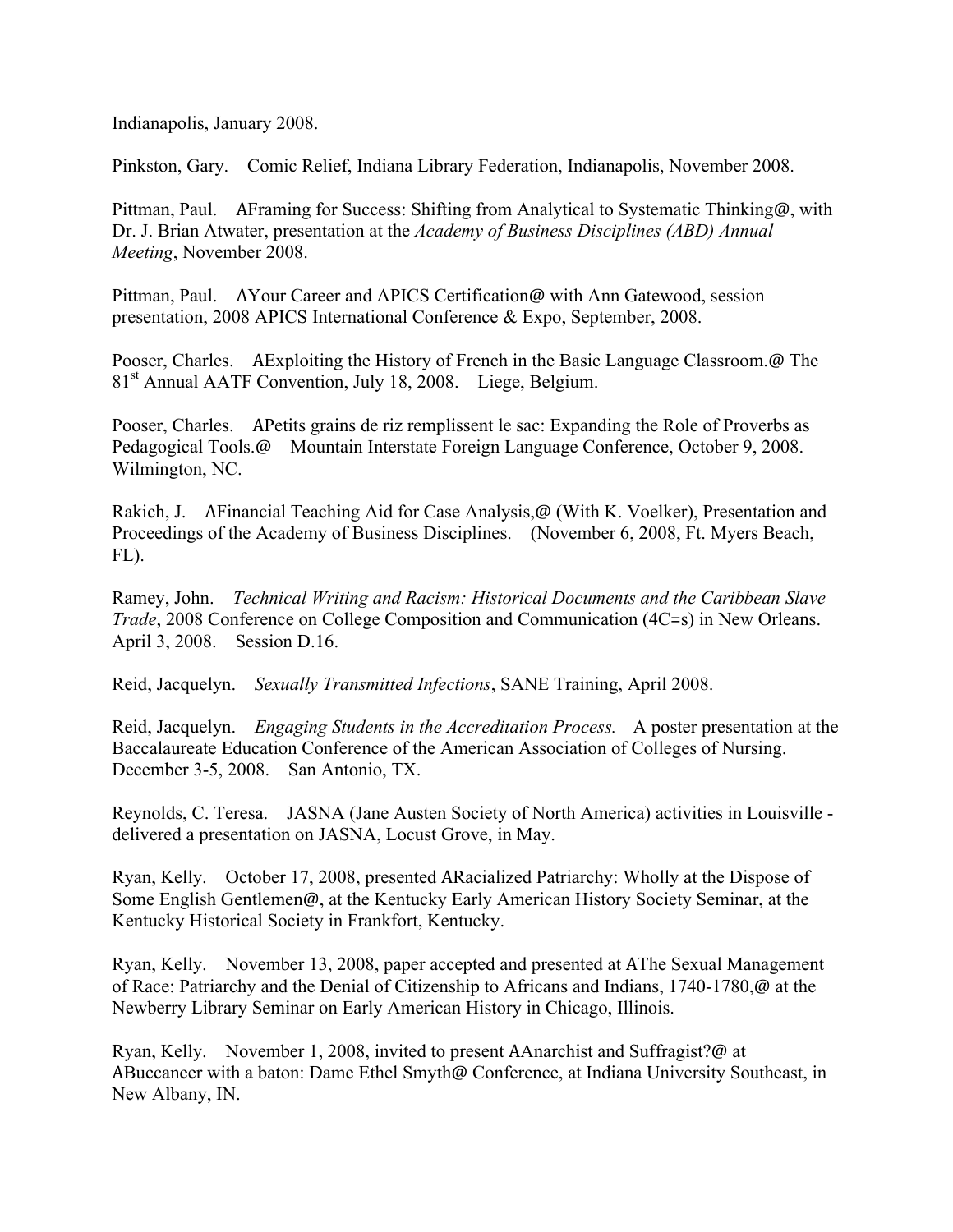Indianapolis, January 2008.

Pinkston, Gary. Comic Relief, Indiana Library Federation, Indianapolis, November 2008.

Pittman, Paul. AFraming for Success: Shifting from Analytical to Systematic Thinking@, with Dr. J. Brian Atwater, presentation at the *Academy of Business Disciplines (ABD) Annual Meeting*, November 2008.

Pittman, Paul. AYour Career and APICS Certification@ with Ann Gatewood, session presentation, 2008 APICS International Conference & Expo, September, 2008.

Pooser, Charles. AExploiting the History of French in the Basic Language Classroom.@ The 81st Annual AATF Convention, July 18, 2008. Liege, Belgium.

Pooser, Charles. APetits grains de riz remplissent le sac: Expanding the Role of Proverbs as Pedagogical Tools.@ Mountain Interstate Foreign Language Conference, October 9, 2008. Wilmington, NC.

Rakich, J. AFinancial Teaching Aid for Case Analysis,@ (With K. Voelker), Presentation and Proceedings of the Academy of Business Disciplines. (November 6, 2008, Ft. Myers Beach, FL).

Ramey, John. *Technical Writing and Racism: Historical Documents and the Caribbean Slave Trade*, 2008 Conference on College Composition and Communication (4C=s) in New Orleans. April 3, 2008. Session D.16.

Reid, Jacquelyn. *Sexually Transmitted Infections*, SANE Training, April 2008.

Reid, Jacquelyn. *Engaging Students in the Accreditation Process.* A poster presentation at the Baccalaureate Education Conference of the American Association of Colleges of Nursing. December 3-5, 2008. San Antonio, TX.

Reynolds, C. Teresa. JASNA (Jane Austen Society of North America) activities in Louisville - delivered a presentation on JASNA, Locust Grove, in May.

Ryan, Kelly. October 17, 2008, presented ARacialized Patriarchy: Wholly at the Dispose of Some English Gentlemen@, at the Kentucky Early American History Society Seminar, at the Kentucky Historical Society in Frankfort, Kentucky.

Ryan, Kelly. November 13, 2008, paper accepted and presented at AThe Sexual Management of Race: Patriarchy and the Denial of Citizenship to Africans and Indians, 1740-1780,@ at the Newberry Library Seminar on Early American History in Chicago, Illinois.

Ryan, Kelly. November 1, 2008, invited to present AAnarchist and Suffragist?@ at ABuccaneer with a baton: Dame Ethel Smyth@ Conference, at Indiana University Southeast, in New Albany, IN.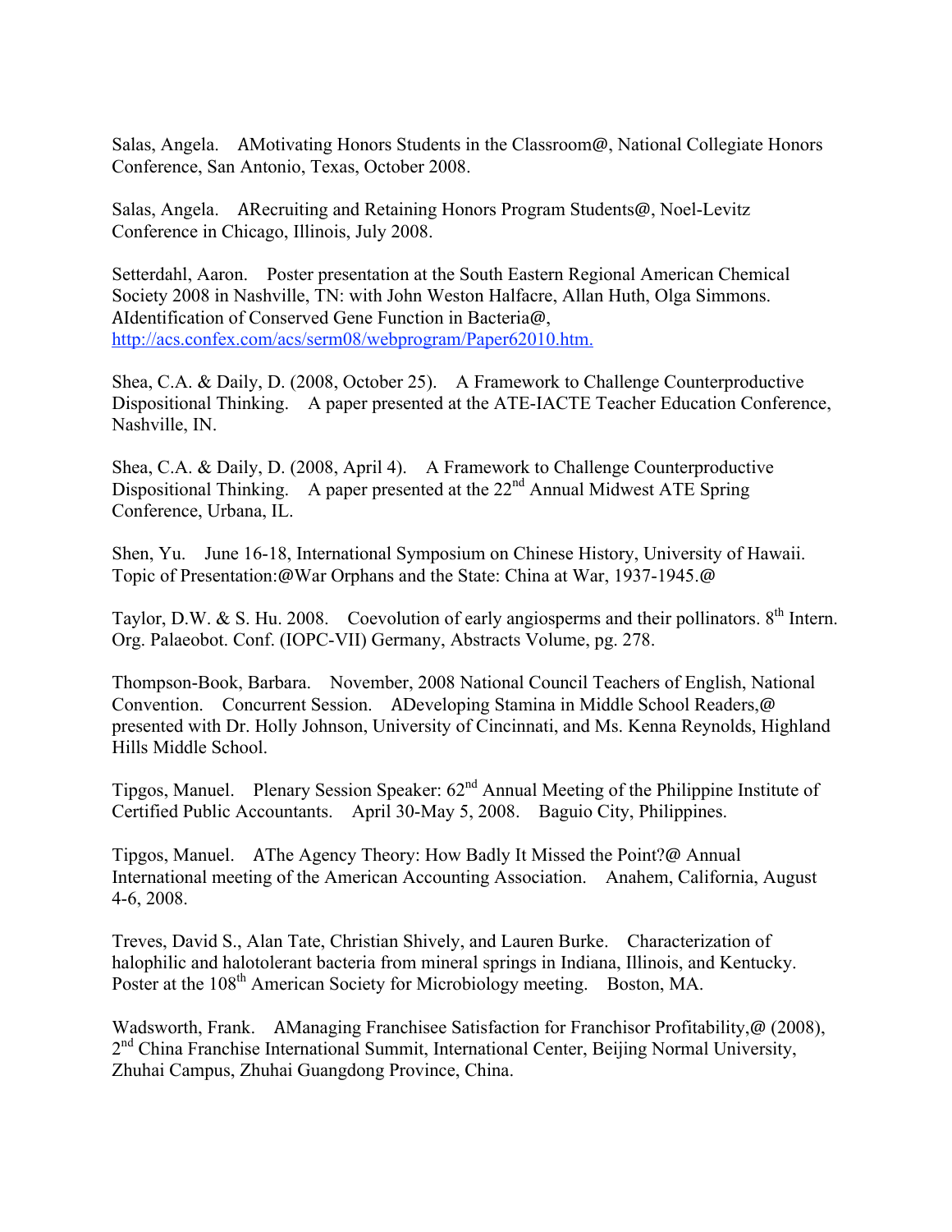Salas, Angela. AMotivating Honors Students in the Classroom@, National Collegiate Honors Conference, San Antonio, Texas, October 2008.

Salas, Angela. ARecruiting and Retaining Honors Program Students@, Noel-Levitz Conference in Chicago, Illinois, July 2008.

Setterdahl, Aaron. Poster presentation at the South Eastern Regional American Chemical Society 2008 in Nashville, TN: with John Weston Halfacre, Allan Huth, Olga Simmons. AIdentification of Conserved Gene Function in Bacteria@, http://acs.confex.com/acs/serm08/webprogram/Paper62010.htm.

Shea, C.A. & Daily, D. (2008, October 25). A Framework to Challenge Counterproductive Dispositional Thinking. A paper presented at the ATE-IACTE Teacher Education Conference, Nashville, IN.

Shea, C.A. & Daily, D. (2008, April 4). A Framework to Challenge Counterproductive Dispositional Thinking. A paper presented at the 22nd Annual Midwest ATE Spring Conference, Urbana, IL.

Shen, Yu. June 16-18, International Symposium on Chinese History, University of Hawaii. Topic of Presentation:@War Orphans and the State: China at War, 1937-1945.@

Taylor, D.W. & S. Hu. 2008. Coevolution of early angiosperms and their pollinators. 8th Intern. Org. Palaeobot. Conf. (IOPC-VII) Germany, Abstracts Volume, pg. 278.

Thompson-Book, Barbara. November, 2008 National Council Teachers of English, National Convention. Concurrent Session. ADeveloping Stamina in Middle School Readers,@ presented with Dr. Holly Johnson, University of Cincinnati, and Ms. Kenna Reynolds, Highland Hills Middle School.

Tipgos, Manuel. Plenary Session Speaker: 62nd Annual Meeting of the Philippine Institute of Certified Public Accountants. April 30-May 5, 2008. Baguio City, Philippines.

Tipgos, Manuel. AThe Agency Theory: How Badly It Missed the Point?@ Annual International meeting of the American Accounting Association. Anahem, California, August 4-6, 2008.

Treves, David S., Alan Tate, Christian Shively, and Lauren Burke. Characterization of halophilic and halotolerant bacteria from mineral springs in Indiana, Illinois, and Kentucky. Poster at the 108th American Society for Microbiology meeting. Boston, MA.

Wadsworth, Frank. AManaging Franchisee Satisfaction for Franchisor Profitability,@ (2008), 2nd China Franchise International Summit, International Center, Beijing Normal University, Zhuhai Campus, Zhuhai Guangdong Province, China.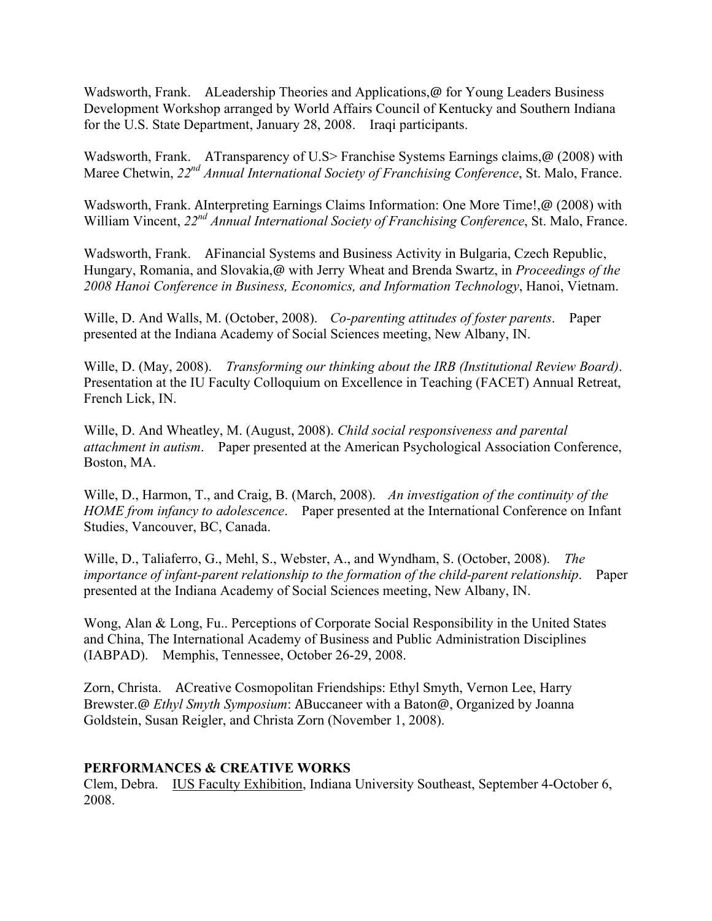Wadsworth, Frank. ALeadership Theories and Applications,@ for Young Leaders Business Development Workshop arranged by World Affairs Council of Kentucky and Southern Indiana for the U.S. State Department, January 28, 2008. Iraqi participants.

Wadsworth, Frank. ATransparency of U.S> Franchise Systems Earnings claims,@ (2008) with Maree Chetwin, *22nd Annual International Society of Franchising Conference*, St. Malo, France.

Wadsworth, Frank. AInterpreting Earnings Claims Information: One More Time!,@ (2008) with William Vincent, *22nd Annual International Society of Franchising Conference*, St. Malo, France.

Wadsworth, Frank. AFinancial Systems and Business Activity in Bulgaria, Czech Republic, Hungary, Romania, and Slovakia,@ with Jerry Wheat and Brenda Swartz, in *Proceedings of the 2008 Hanoi Conference in Business, Economics, and Information Technology*, Hanoi, Vietnam.

Wille, D. And Walls, M. (October, 2008). *Co-parenting attitudes of foster parents*. Paper presented at the Indiana Academy of Social Sciences meeting, New Albany, IN.

Wille, D. (May, 2008). *Transforming our thinking about the IRB (Institutional Review Board)*. Presentation at the IU Faculty Colloquium on Excellence in Teaching (FACET) Annual Retreat, French Lick, IN.

Wille, D. And Wheatley, M. (August, 2008). *Child social responsiveness and parental attachment in autism*. Paper presented at the American Psychological Association Conference, Boston, MA.

Wille, D., Harmon, T., and Craig, B. (March, 2008). *An investigation of the continuity of the HOME from infancy to adolescence*. Paper presented at the International Conference on Infant Studies, Vancouver, BC, Canada.

Wille, D., Taliaferro, G., Mehl, S., Webster, A., and Wyndham, S. (October, 2008). *The importance of infant-parent relationship to the formation of the child-parent relationship*. Paper presented at the Indiana Academy of Social Sciences meeting, New Albany, IN.

Wong, Alan & Long, Fu.. Perceptions of Corporate Social Responsibility in the United States and China, The International Academy of Business and Public Administration Disciplines (IABPAD). Memphis, Tennessee, October 26-29, 2008.

Zorn, Christa. ACreative Cosmopolitan Friendships: Ethyl Smyth, Vernon Lee, Harry Brewster.@ *Ethyl Smyth Symposium*: ABuccaneer with a Baton@, Organized by Joanna Goldstein, Susan Reigler, and Christa Zorn (November 1, 2008).

**PERFORMANCES & CREATIVE WORKS**

Clem, Debra. IUS Faculty Exhibition, Indiana University Southeast, September 4-October 6, 2008.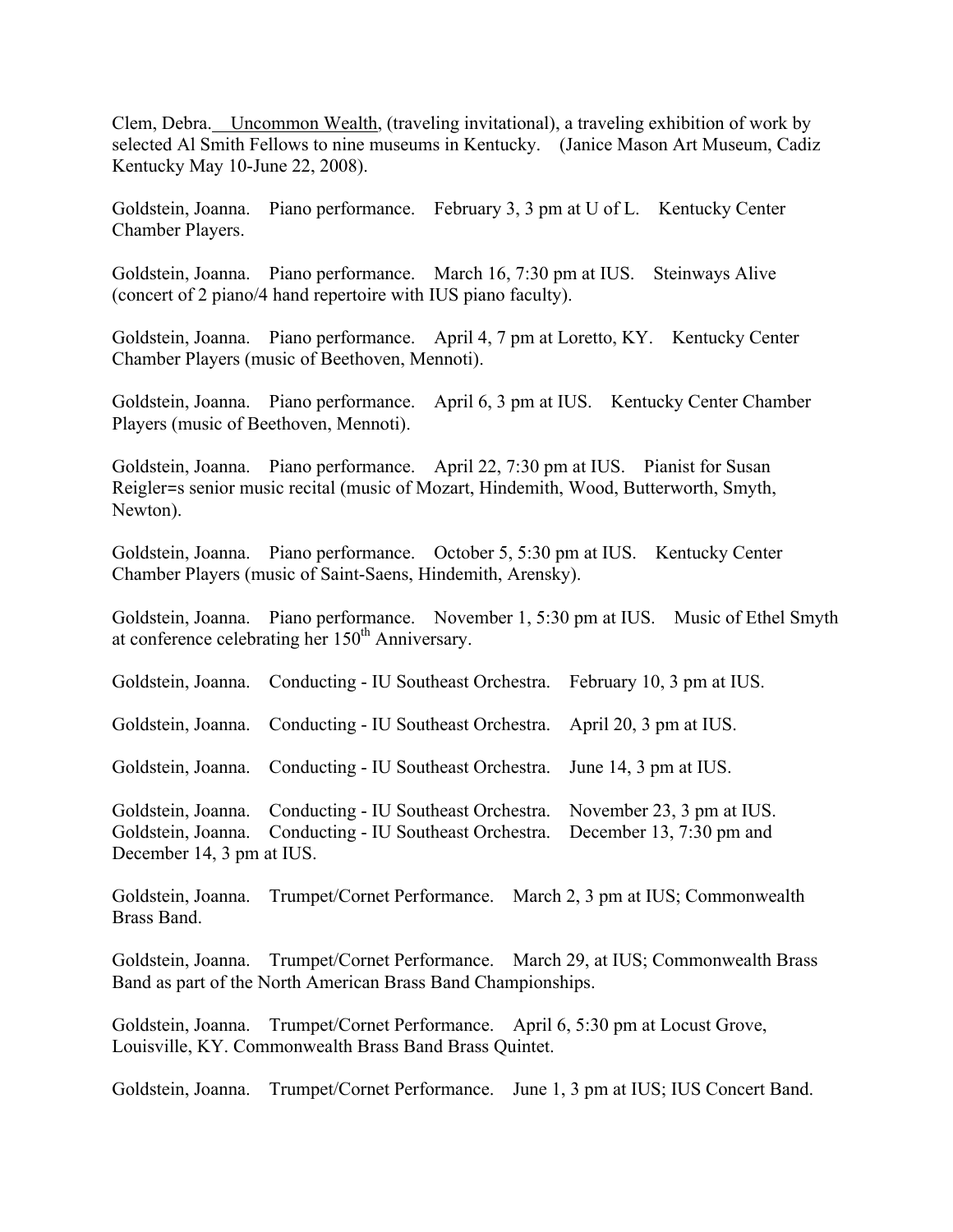Clem, Debra. Uncommon Wealth, (traveling invitational), a traveling exhibition of work by selected Al Smith Fellows to nine museums in Kentucky. (Janice Mason Art Museum, Cadiz Kentucky May 10-June 22, 2008).

Goldstein, Joanna. Piano performance. February 3, 3 pm at U of L. Kentucky Center Chamber Players.

Goldstein, Joanna. Piano performance. March 16, 7:30 pm at IUS. Steinways Alive (concert of 2 piano/4 hand repertoire with IUS piano faculty).

Goldstein, Joanna. Piano performance. April 4, 7 pm at Loretto, KY. Kentucky Center Chamber Players (music of Beethoven, Mennoti).

Goldstein, Joanna. Piano performance. April 6, 3 pm at IUS. Kentucky Center Chamber Players (music of Beethoven, Mennoti).

Goldstein, Joanna. Piano performance. April 22, 7:30 pm at IUS. Pianist for Susan Reigler=s senior music recital (music of Mozart, Hindemith, Wood, Butterworth, Smyth, Newton).

Goldstein, Joanna. Piano performance. October 5, 5:30 pm at IUS. Kentucky Center Chamber Players (music of Saint-Saens, Hindemith, Arensky).

Goldstein, Joanna. Piano performance. November 1, 5:30 pm at IUS. Music of Ethel Smyth at conference celebrating her 150th Anniversary.

Goldstein, Joanna. Conducting - IU Southeast Orchestra. February 10, 3 pm at IUS.

Goldstein, Joanna. Conducting - IU Southeast Orchestra. April 20, 3 pm at IUS.

Goldstein, Joanna. Conducting - IU Southeast Orchestra. June 14, 3 pm at IUS.

Goldstein, Joanna. Conducting - IU Southeast Orchestra. November 23, 3 pm at IUS.
Goldstein, Joanna. Conducting - IU Southeast Orchestra. December 13, 7:30 pm and December 14, 3 pm at IUS.

Goldstein, Joanna. Trumpet/Cornet Performance. March 2, 3 pm at IUS; Commonwealth Brass Band.

Goldstein, Joanna. Trumpet/Cornet Performance. March 29, at IUS; Commonwealth Brass Band as part of the North American Brass Band Championships.

Goldstein, Joanna. Trumpet/Cornet Performance. April 6, 5:30 pm at Locust Grove, Louisville, KY. Commonwealth Brass Band Brass Quintet.

Goldstein, Joanna. Trumpet/Cornet Performance. June 1, 3 pm at IUS; IUS Concert Band.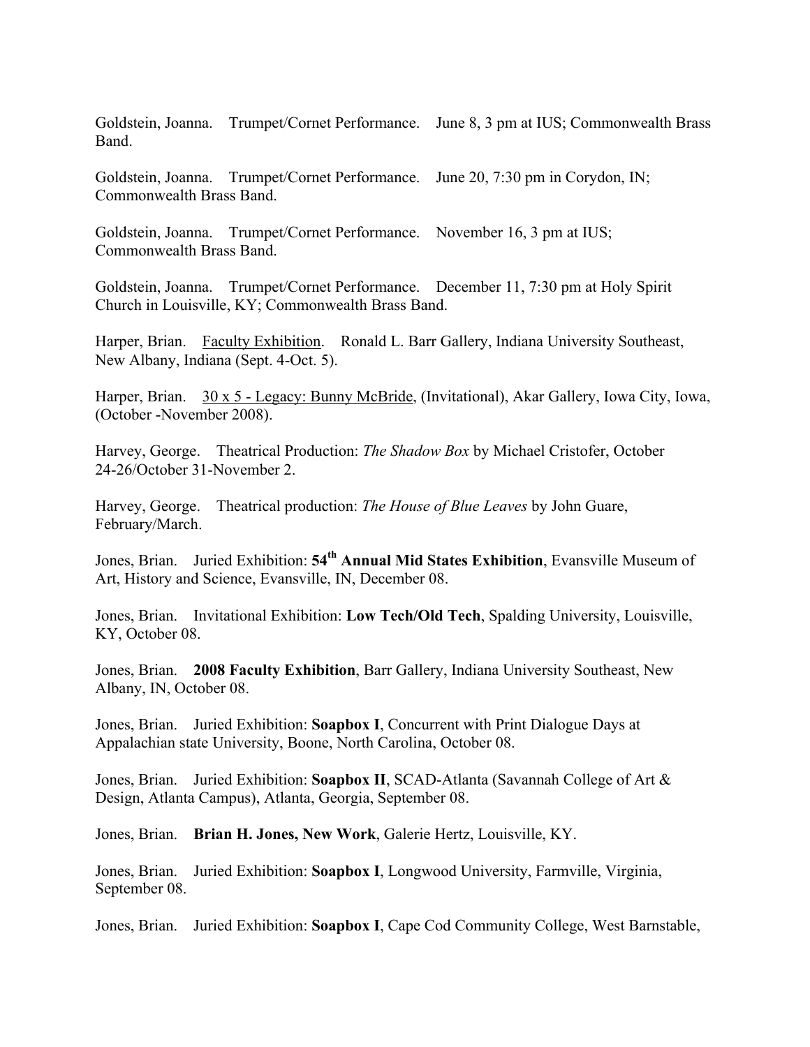Goldstein, Joanna. Trumpet/Cornet Performance. June 8, 3 pm at IUS; Commonwealth Brass Band.

Goldstein, Joanna. Trumpet/Cornet Performance. June 20, 7:30 pm in Corydon, IN; Commonwealth Brass Band.

Goldstein, Joanna. Trumpet/Cornet Performance. November 16, 3 pm at IUS; Commonwealth Brass Band.

Goldstein, Joanna. Trumpet/Cornet Performance. December 11, 7:30 pm at Holy Spirit Church in Louisville, KY; Commonwealth Brass Band.

Harper, Brian. Faculty Exhibition. Ronald L. Barr Gallery, Indiana University Southeast, New Albany, Indiana (Sept. 4-Oct. 5).

Harper, Brian. 30 x 5 - Legacy: Bunny McBride, (Invitational), Akar Gallery, Iowa City, Iowa, (October -November 2008).

Harvey, George. Theatrical Production: *The Shadow Box* by Michael Cristofer, October 24-26/October 31-November 2.

Harvey, George. Theatrical production: *The House of Blue Leaves* by John Guare, February/March.

Jones, Brian. Juried Exhibition: **54th Annual Mid States Exhibition**, Evansville Museum of Art, History and Science, Evansville, IN, December 08.

Jones, Brian. Invitational Exhibition: **Low Tech/Old Tech**, Spalding University, Louisville, KY, October 08.

Jones, Brian. **2008 Faculty Exhibition**, Barr Gallery, Indiana University Southeast, New Albany, IN, October 08.

Jones, Brian. Juried Exhibition: **Soapbox I**, Concurrent with Print Dialogue Days at Appalachian state University, Boone, North Carolina, October 08.

Jones, Brian. Juried Exhibition: **Soapbox II**, SCAD-Atlanta (Savannah College of Art & Design, Atlanta Campus), Atlanta, Georgia, September 08.

Jones, Brian. **Brian H. Jones, New Work**, Galerie Hertz, Louisville, KY.

Jones, Brian. Juried Exhibition: **Soapbox I**, Longwood University, Farmville, Virginia, September 08.

Jones, Brian. Juried Exhibition: **Soapbox I**, Cape Cod Community College, West Barnstable,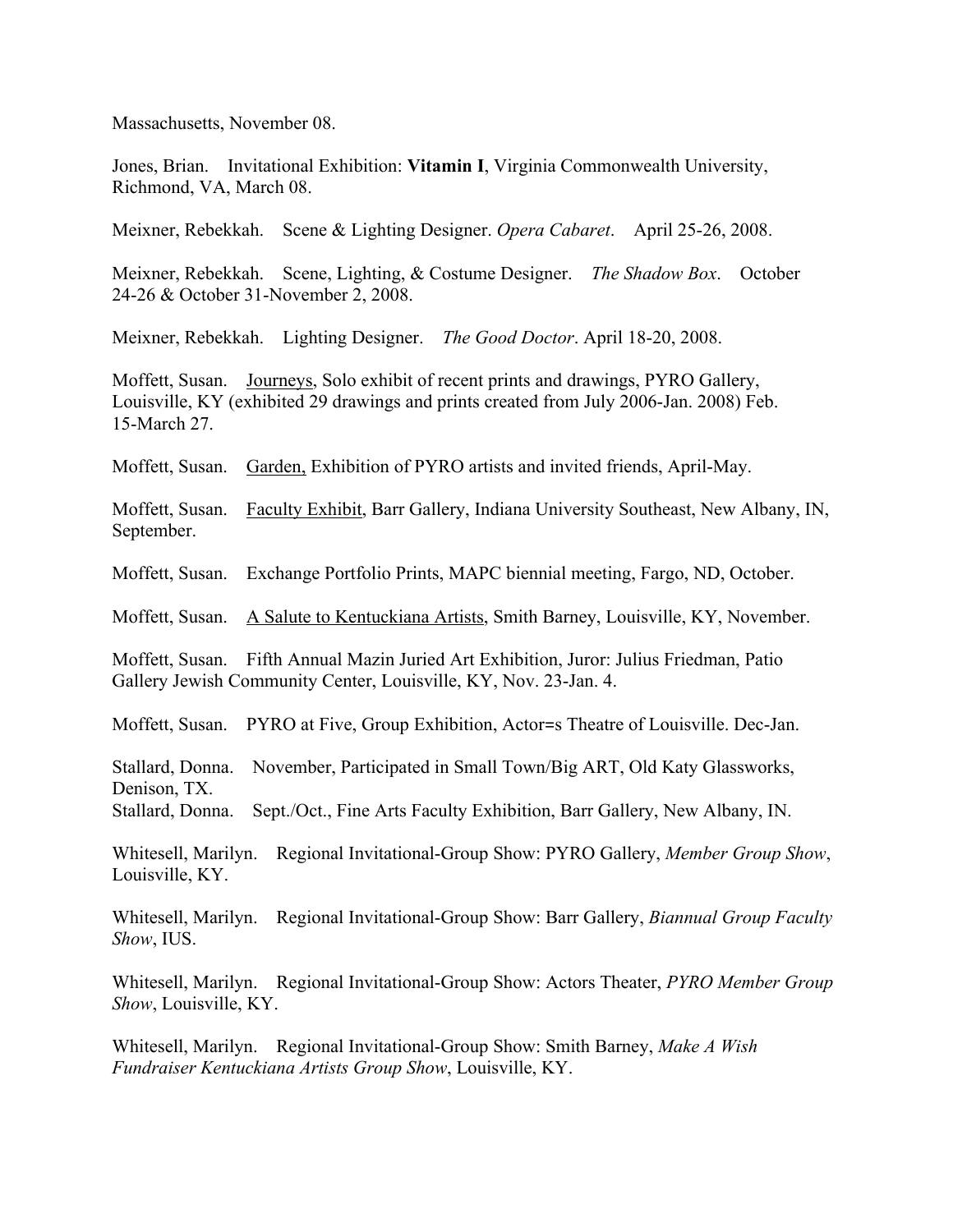Massachusetts, November 08.

Jones, Brian. Invitational Exhibition: **Vitamin I**, Virginia Commonwealth University, Richmond, VA, March 08.

Meixner, Rebekkah. Scene & Lighting Designer. *Opera Cabaret*. April 25-26, 2008.

Meixner, Rebekkah. Scene, Lighting, & Costume Designer. *The Shadow Box*. October 24-26 & October 31-November 2, 2008.

Meixner, Rebekkah. Lighting Designer. *The Good Doctor*. April 18-20, 2008.

Moffett, Susan. Journeys, Solo exhibit of recent prints and drawings, PYRO Gallery, Louisville, KY (exhibited 29 drawings and prints created from July 2006-Jan. 2008) Feb. 15-March 27.

Moffett, Susan. Garden, Exhibition of PYRO artists and invited friends, April-May.

Moffett, Susan. Faculty Exhibit, Barr Gallery, Indiana University Southeast, New Albany, IN, September.

Moffett, Susan. Exchange Portfolio Prints, MAPC biennial meeting, Fargo, ND, October.

Moffett, Susan. A Salute to Kentuckiana Artists, Smith Barney, Louisville, KY, November.

Moffett, Susan. Fifth Annual Mazin Juried Art Exhibition, Juror: Julius Friedman, Patio Gallery Jewish Community Center, Louisville, KY, Nov. 23-Jan. 4.

Moffett, Susan. PYRO at Five, Group Exhibition, Actor=s Theatre of Louisville. Dec-Jan.

Stallard, Donna. November, Participated in Small Town/Big ART, Old Katy Glassworks, Denison, TX.
Stallard, Donna. Sept./Oct., Fine Arts Faculty Exhibition, Barr Gallery, New Albany, IN.

Whitesell, Marilyn. Regional Invitational-Group Show: PYRO Gallery, *Member Group Show*, Louisville, KY.

Whitesell, Marilyn. Regional Invitational-Group Show: Barr Gallery, *Biannual Group Faculty Show*, IUS.

Whitesell, Marilyn. Regional Invitational-Group Show: Actors Theater, *PYRO Member Group Show*, Louisville, KY.

Whitesell, Marilyn. Regional Invitational-Group Show: Smith Barney, *Make A Wish Fundraiser Kentuckiana Artists Group Show*, Louisville, KY.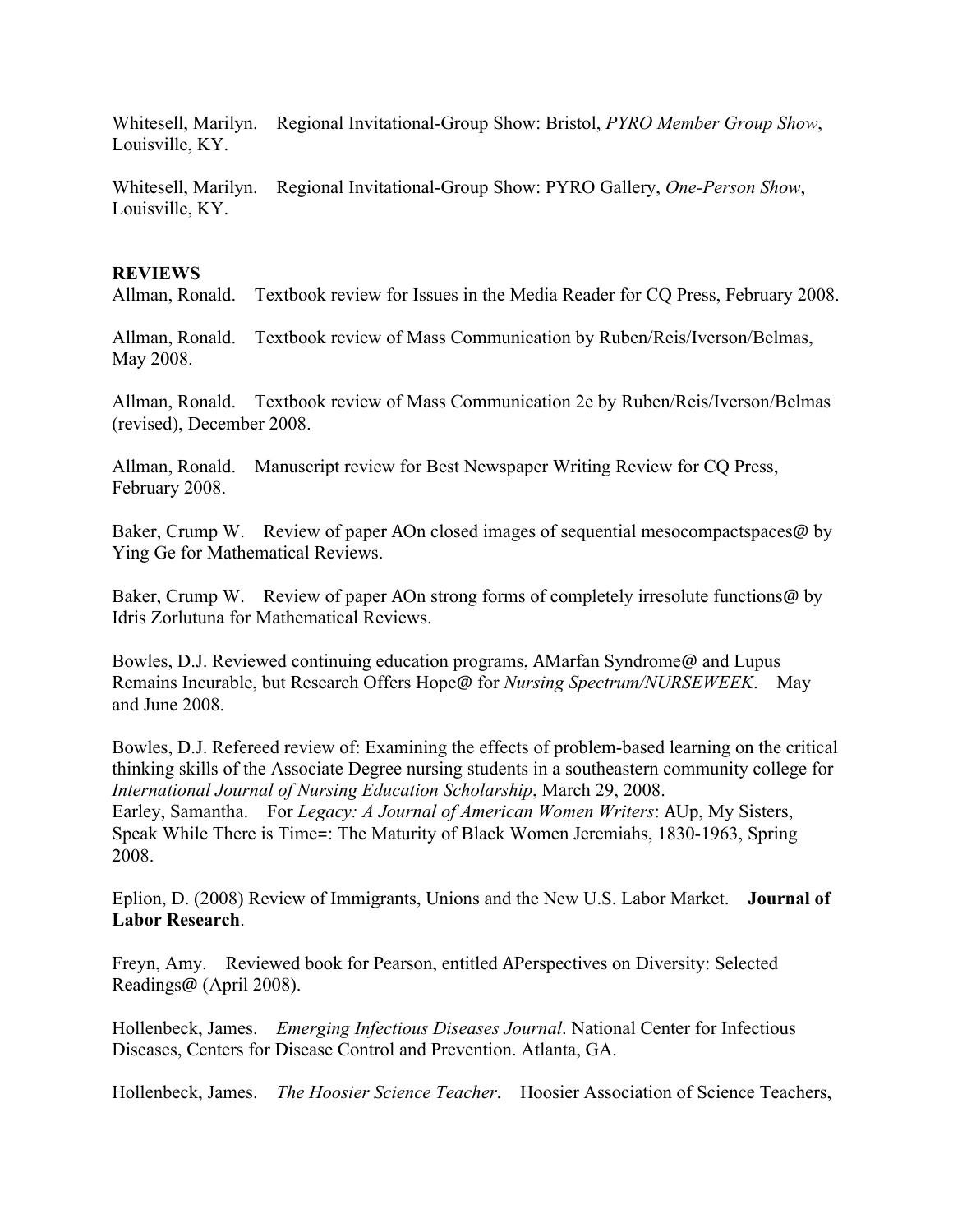Whitesell, Marilyn. Regional Invitational-Group Show: Bristol, *PYRO Member Group Show*, Louisville, KY.

Whitesell, Marilyn. Regional Invitational-Group Show: PYRO Gallery, *One-Person Show*, Louisville, KY.

**REVIEWS**

Allman, Ronald. Textbook review for Issues in the Media Reader for CQ Press, February 2008.

Allman, Ronald. Textbook review of Mass Communication by Ruben/Reis/Iverson/Belmas, May 2008.

Allman, Ronald. Textbook review of Mass Communication 2e by Ruben/Reis/Iverson/Belmas (revised), December 2008.

Allman, Ronald. Manuscript review for Best Newspaper Writing Review for CQ Press, February 2008.

Baker, Crump W. Review of paper AOn closed images of sequential mesocompactspaces@ by Ying Ge for Mathematical Reviews.

Baker, Crump W. Review of paper AOn strong forms of completely irresolute functions@ by Idris Zorlutuna for Mathematical Reviews.

Bowles, D.J. Reviewed continuing education programs, AMarfan Syndrome@ and Lupus Remains Incurable, but Research Offers Hope@ for *Nursing Spectrum/NURSEWEEK*. May and June 2008.

Bowles, D.J. Refereed review of: Examining the effects of problem-based learning on the critical thinking skills of the Associate Degree nursing students in a southeastern community college for *International Journal of Nursing Education Scholarship*, March 29, 2008.

Earley, Samantha. For *Legacy: A Journal of American Women Writers*: AUp, My Sisters, Speak While There is Time=: The Maturity of Black Women Jeremiahs, 1830-1963, Spring 2008.

Eplion, D. (2008) Review of Immigrants, Unions and the New U.S. Labor Market. **Journal of Labor Research**.

Freyn, Amy. Reviewed book for Pearson, entitled APerspectives on Diversity: Selected Readings@ (April 2008).

Hollenbeck, James. *Emerging Infectious Diseases Journal*. National Center for Infectious Diseases, Centers for Disease Control and Prevention. Atlanta, GA.

Hollenbeck, James. *The Hoosier Science Teacher*. Hoosier Association of Science Teachers,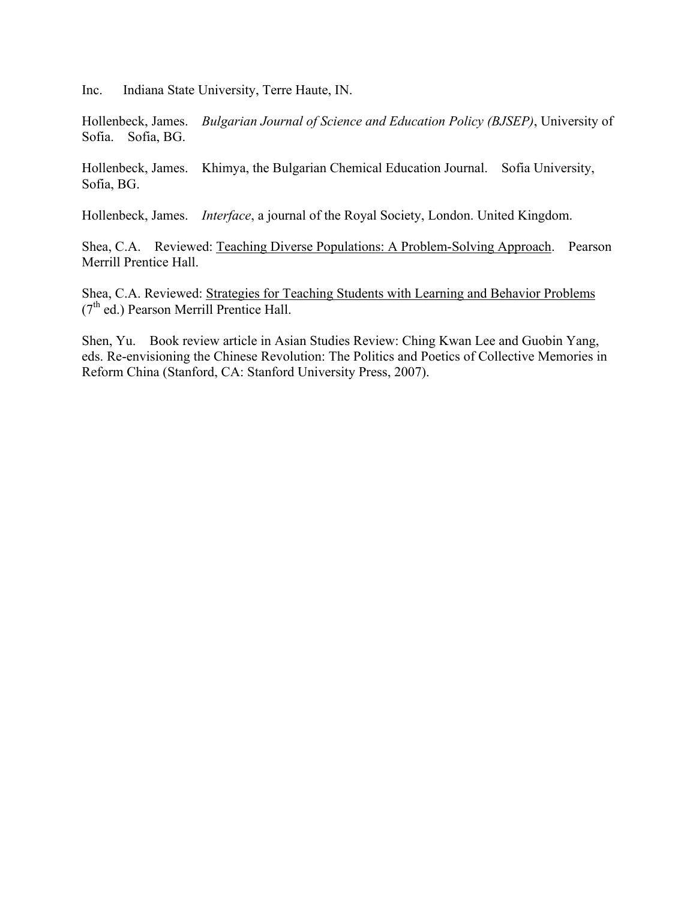Inc. Indiana State University, Terre Haute, IN.

Hollenbeck, James. *Bulgarian Journal of Science and Education Policy (BJSEP)*, University of Sofia. Sofia, BG.

Hollenbeck, James. Khimya, the Bulgarian Chemical Education Journal. Sofia University, Sofia, BG.

Hollenbeck, James. *Interface*, a journal of the Royal Society, London. United Kingdom.

Shea, C.A. Reviewed: <u>Teaching Diverse Populations: A Problem-Solving Approach</u>. Pearson Merrill Prentice Hall.

Shea, C.A. Reviewed: <u>Strategies for Teaching Students with Learning and Behavior Problems</u> (7th ed.) Pearson Merrill Prentice Hall.

Shen, Yu. Book review article in Asian Studies Review: Ching Kwan Lee and Guobin Yang, eds. Re-envisioning the Chinese Revolution: The Politics and Poetics of Collective Memories in Reform China (Stanford, CA: Stanford University Press, 2007).